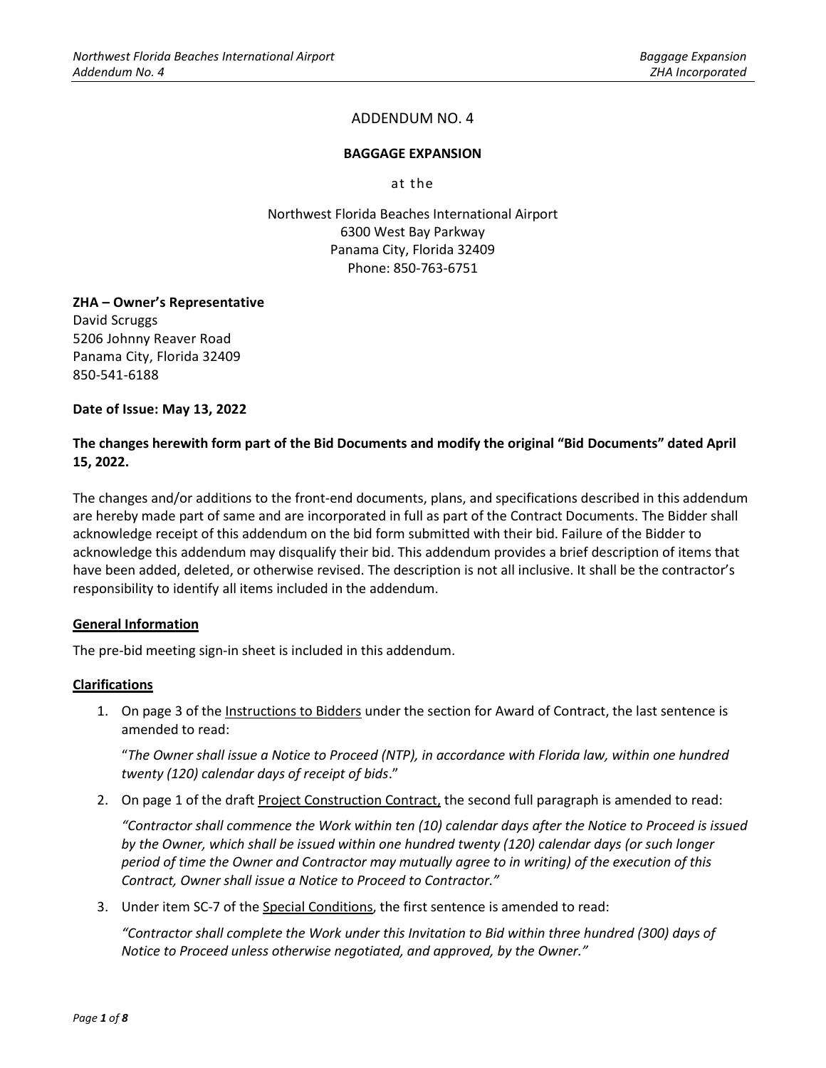# ADDENDUM NO. 4

**BAGGAGE EXPANSION**

at the

Northwest Florida Beaches International Airport
6300 West Bay Parkway
Panama City, Florida 32409
Phone: 850-763-6751

**ZHA – Owner's Representative**
David Scruggs
5206 Johnny Reaver Road
Panama City, Florida 32409
850-541-6188

**Date of Issue: May 13, 2022**

**The changes herewith form part of the Bid Documents and modify the original "Bid Documents" dated April 15, 2022.**

The changes and/or additions to the front-end documents, plans, and specifications described in this addendum are hereby made part of same and are incorporated in full as part of the Contract Documents. The Bidder shall acknowledge receipt of this addendum on the bid form submitted with their bid. Failure of the Bidder to acknowledge this addendum may disqualify their bid. This addendum provides a brief description of items that have been added, deleted, or otherwise revised. The description is not all inclusive. It shall be the contractor's responsibility to identify all items included in the addendum.

## General Information

The pre-bid meeting sign-in sheet is included in this addendum.

## Clarifications

1. On page 3 of the Instructions to Bidders under the section for Award of Contract, the last sentence is amended to read:

   "*The Owner shall issue a Notice to Proceed (NTP), in accordance with Florida law, within one hundred twenty (120) calendar days of receipt of bids*."

2. On page 1 of the draft Project Construction Contract, the second full paragraph is amended to read:

   *"Contractor shall commence the Work within ten (10) calendar days after the Notice to Proceed is issued by the Owner, which shall be issued within one hundred twenty (120) calendar days (or such longer period of time the Owner and Contractor may mutually agree to in writing) of the execution of this Contract, Owner shall issue a Notice to Proceed to Contractor."*

3. Under item SC-7 of the Special Conditions, the first sentence is amended to read:

   *"Contractor shall complete the Work under this Invitation to Bid within three hundred (300) days of Notice to Proceed unless otherwise negotiated, and approved, by the Owner."*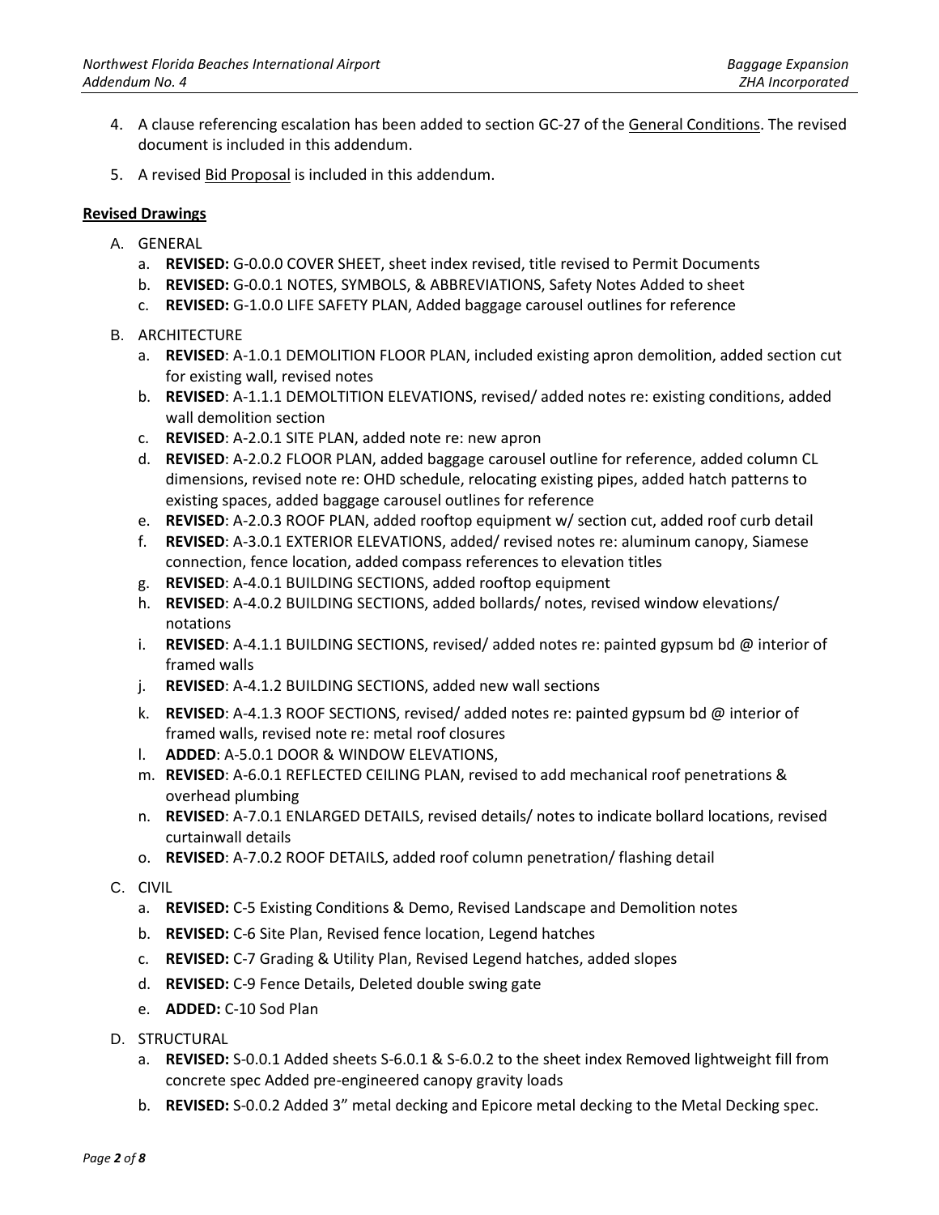4. A clause referencing escalation has been added to section GC-27 of the General Conditions. The revised document is included in this addendum.
5. A revised Bid Proposal is included in this addendum.

**Revised Drawings**

A. GENERAL
   a. **REVISED:** G-0.0.0 COVER SHEET, sheet index revised, title revised to Permit Documents
   b. **REVISED:** G-0.0.1 NOTES, SYMBOLS, & ABBREVIATIONS, Safety Notes Added to sheet
   c. **REVISED:** G-1.0.0 LIFE SAFETY PLAN, Added baggage carousel outlines for reference

B. ARCHITECTURE
   a. **REVISED**: A-1.0.1 DEMOLITION FLOOR PLAN, included existing apron demolition, added section cut for existing wall, revised notes
   b. **REVISED**: A-1.1.1 DEMOLTITION ELEVATIONS, revised/ added notes re: existing conditions, added wall demolition section
   c. **REVISED**: A-2.0.1 SITE PLAN, added note re: new apron
   d. **REVISED**: A-2.0.2 FLOOR PLAN, added baggage carousel outline for reference, added column CL dimensions, revised note re: OHD schedule, relocating existing pipes, added hatch patterns to existing spaces, added baggage carousel outlines for reference
   e. **REVISED**: A-2.0.3 ROOF PLAN, added rooftop equipment w/ section cut, added roof curb detail
   f. **REVISED**: A-3.0.1 EXTERIOR ELEVATIONS, added/ revised notes re: aluminum canopy, Siamese connection, fence location, added compass references to elevation titles
   g. **REVISED**: A-4.0.1 BUILDING SECTIONS, added rooftop equipment
   h. **REVISED**: A-4.0.2 BUILDING SECTIONS, added bollards/ notes, revised window elevations/ notations
   i. **REVISED**: A-4.1.1 BUILDING SECTIONS, revised/ added notes re: painted gypsum bd @ interior of framed walls
   j. **REVISED**: A-4.1.2 BUILDING SECTIONS, added new wall sections
   k. **REVISED**: A-4.1.3 ROOF SECTIONS, revised/ added notes re: painted gypsum bd @ interior of framed walls, revised note re: metal roof closures
   l. **ADDED**: A-5.0.1 DOOR & WINDOW ELEVATIONS,
   m. **REVISED**: A-6.0.1 REFLECTED CEILING PLAN, revised to add mechanical roof penetrations & overhead plumbing
   n. **REVISED**: A-7.0.1 ENLARGED DETAILS, revised details/ notes to indicate bollard locations, revised curtainwall details
   o. **REVISED**: A-7.0.2 ROOF DETAILS, added roof column penetration/ flashing detail

C. CIVIL
   a. **REVISED:** C-5 Existing Conditions & Demo, Revised Landscape and Demolition notes
   b. **REVISED:** C-6 Site Plan, Revised fence location, Legend hatches
   c. **REVISED:** C-7 Grading & Utility Plan, Revised Legend hatches, added slopes
   d. **REVISED:** C-9 Fence Details, Deleted double swing gate
   e. **ADDED:** C-10 Sod Plan

D. STRUCTURAL
   a. **REVISED:** S-0.0.1 Added sheets S-6.0.1 & S-6.0.2 to the sheet index Removed lightweight fill from concrete spec Added pre-engineered canopy gravity loads
   b. **REVISED:** S-0.0.2 Added 3" metal decking and Epicore metal decking to the Metal Decking spec.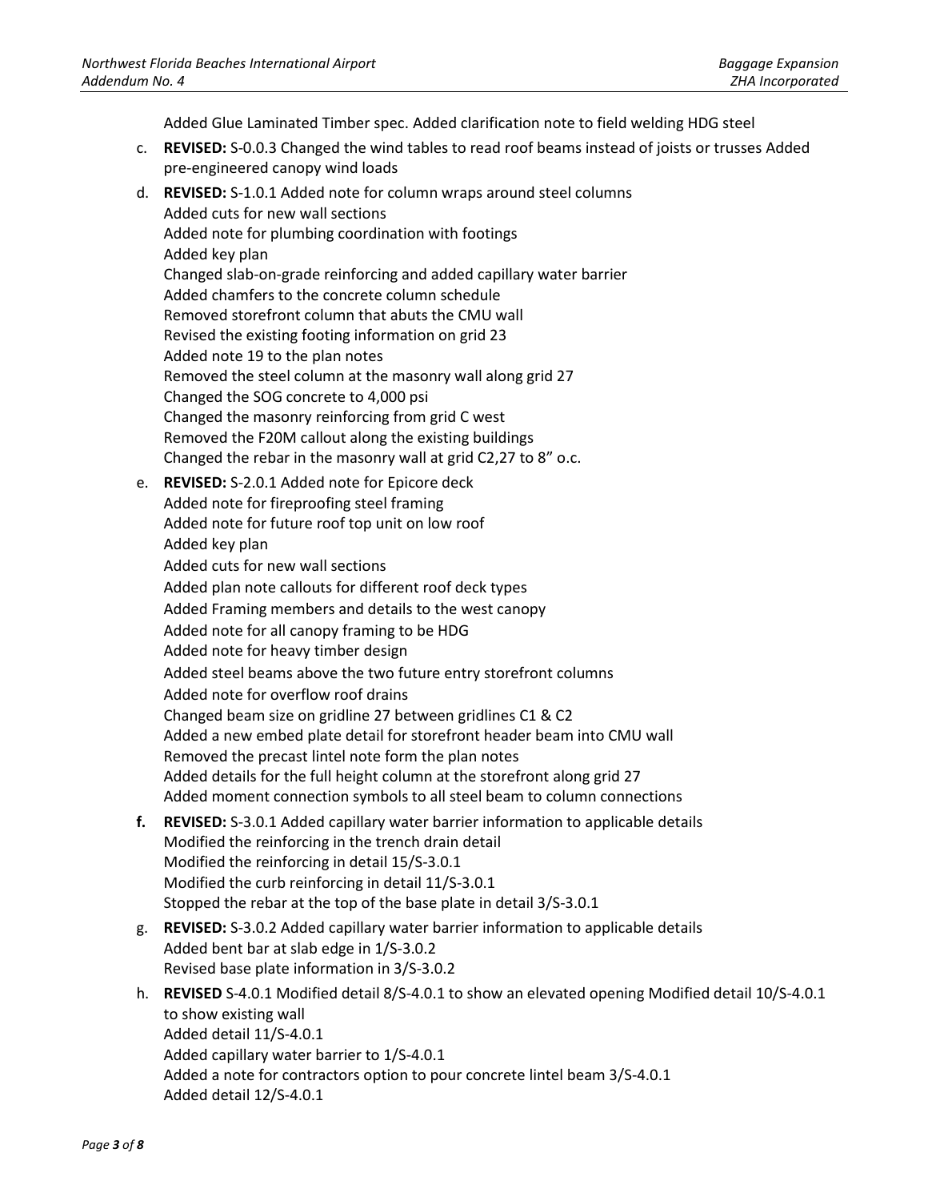Added Glue Laminated Timber spec. Added clarification note to field welding HDG steel

c. **REVISED:** S-0.0.3 Changed the wind tables to read roof beams instead of joists or trusses Added pre-engineered canopy wind loads

d. **REVISED:** S-1.0.1 Added note for column wraps around steel columns
   Added cuts for new wall sections
   Added note for plumbing coordination with footings
   Added key plan
   Changed slab-on-grade reinforcing and added capillary water barrier
   Added chamfers to the concrete column schedule
   Removed storefront column that abuts the CMU wall
   Revised the existing footing information on grid 23
   Added note 19 to the plan notes
   Removed the steel column at the masonry wall along grid 27
   Changed the SOG concrete to 4,000 psi
   Changed the masonry reinforcing from grid C west
   Removed the F20M callout along the existing buildings
   Changed the rebar in the masonry wall at grid C2,27 to 8" o.c.

e. **REVISED:** S-2.0.1 Added note for Epicore deck
   Added note for fireproofing steel framing
   Added note for future roof top unit on low roof
   Added key plan
   Added cuts for new wall sections
   Added plan note callouts for different roof deck types
   Added Framing members and details to the west canopy
   Added note for all canopy framing to be HDG
   Added note for heavy timber design
   Added steel beams above the two future entry storefront columns
   Added note for overflow roof drains
   Changed beam size on gridline 27 between gridlines C1 & C2
   Added a new embed plate detail for storefront header beam into CMU wall
   Removed the precast lintel note form the plan notes
   Added details for the full height column at the storefront along grid 27
   Added moment connection symbols to all steel beam to column connections

**f.** **REVISED:** S-3.0.1 Added capillary water barrier information to applicable details
   Modified the reinforcing in the trench drain detail
   Modified the reinforcing in detail 15/S-3.0.1
   Modified the curb reinforcing in detail 11/S-3.0.1
   Stopped the rebar at the top of the base plate in detail 3/S-3.0.1

g. **REVISED:** S-3.0.2 Added capillary water barrier information to applicable details
   Added bent bar at slab edge in 1/S-3.0.2
   Revised base plate information in 3/S-3.0.2

h. **REVISED** S-4.0.1 Modified detail 8/S-4.0.1 to show an elevated opening Modified detail 10/S-4.0.1 to show existing wall
   Added detail 11/S-4.0.1
   Added capillary water barrier to 1/S-4.0.1
   Added a note for contractors option to pour concrete lintel beam 3/S-4.0.1
   Added detail 12/S-4.0.1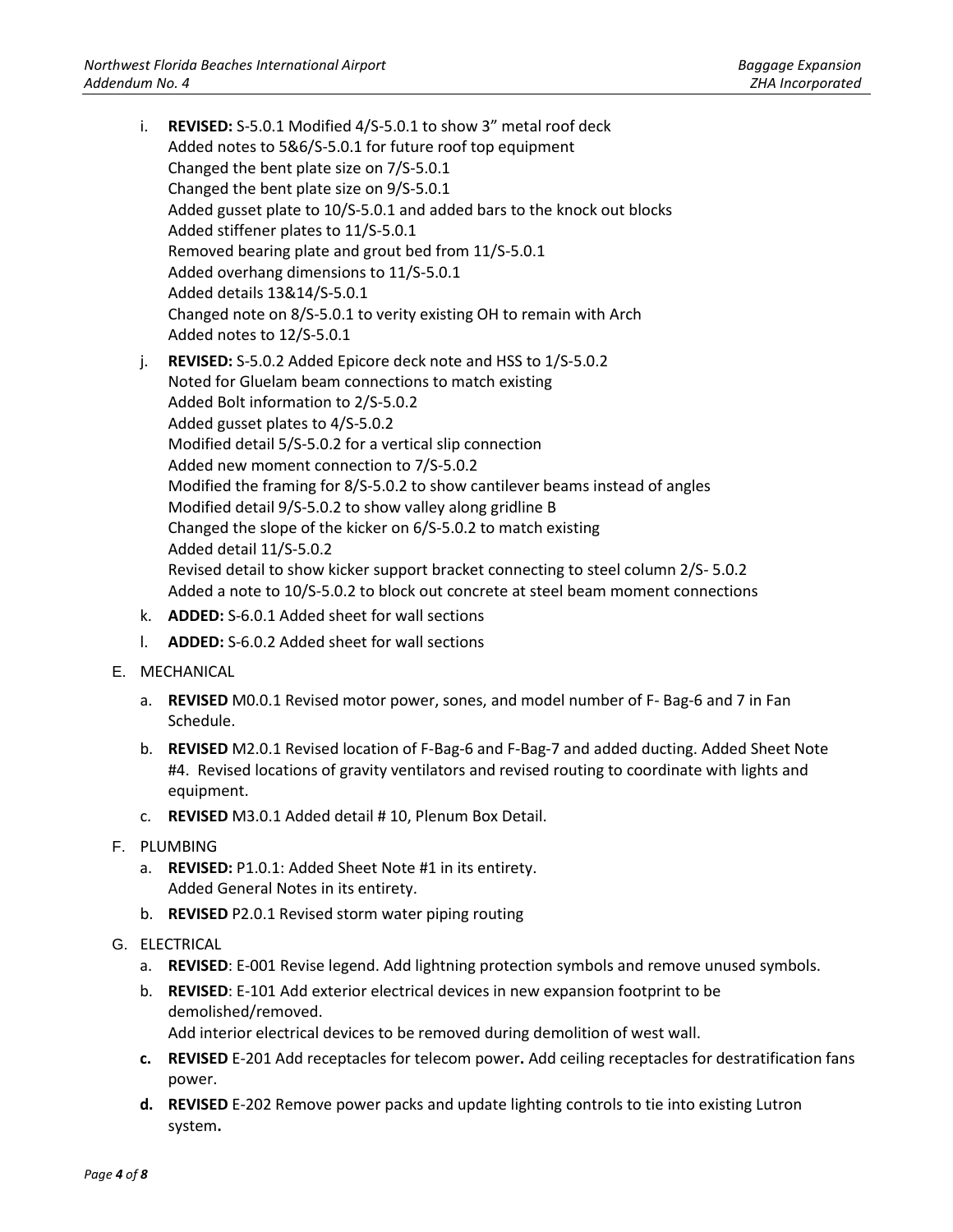i. **REVISED:** S-5.0.1 Modified 4/S-5.0.1 to show 3" metal roof deck
   Added notes to 5&6/S-5.0.1 for future roof top equipment
   Changed the bent plate size on 7/S-5.0.1
   Changed the bent plate size on 9/S-5.0.1
   Added gusset plate to 10/S-5.0.1 and added bars to the knock out blocks
   Added stiffener plates to 11/S-5.0.1
   Removed bearing plate and grout bed from 11/S-5.0.1
   Added overhang dimensions to 11/S-5.0.1
   Added details 13&14/S-5.0.1
   Changed note on 8/S-5.0.1 to verity existing OH to remain with Arch
   Added notes to 12/S-5.0.1

j. **REVISED:** S-5.0.2 Added Epicore deck note and HSS to 1/S-5.0.2
   Noted for Gluelam beam connections to match existing
   Added Bolt information to 2/S-5.0.2
   Added gusset plates to 4/S-5.0.2
   Modified detail 5/S-5.0.2 for a vertical slip connection
   Added new moment connection to 7/S-5.0.2
   Modified the framing for 8/S-5.0.2 to show cantilever beams instead of angles
   Modified detail 9/S-5.0.2 to show valley along gridline B
   Changed the slope of the kicker on 6/S-5.0.2 to match existing
   Added detail 11/S-5.0.2
   Revised detail to show kicker support bracket connecting to steel column 2/S- 5.0.2
   Added a note to 10/S-5.0.2 to block out concrete at steel beam moment connections

k. **ADDED:** S-6.0.1 Added sheet for wall sections

l. **ADDED:** S-6.0.2 Added sheet for wall sections

E. MECHANICAL

a. **REVISED** M0.0.1 Revised motor power, sones, and model number of F- Bag-6 and 7 in Fan Schedule.

b. **REVISED** M2.0.1 Revised location of F-Bag-6 and F-Bag-7 and added ducting. Added Sheet Note #4. Revised locations of gravity ventilators and revised routing to coordinate with lights and equipment.

c. **REVISED** M3.0.1 Added detail # 10, Plenum Box Detail.

F. PLUMBING

a. **REVISED:** P1.0.1: Added Sheet Note #1 in its entirety.
   Added General Notes in its entirety.

b. **REVISED** P2.0.1 Revised storm water piping routing

G. ELECTRICAL

a. **REVISED**: E-001 Revise legend. Add lightning protection symbols and remove unused symbols.

b. **REVISED**: E-101 Add exterior electrical devices in new expansion footprint to be demolished/removed.
   Add interior electrical devices to be removed during demolition of west wall.

**c.** **REVISED** E-201 Add receptacles for telecom power**.** Add ceiling receptacles for destratification fans power.

**d.** **REVISED** E-202 Remove power packs and update lighting controls to tie into existing Lutron system**.**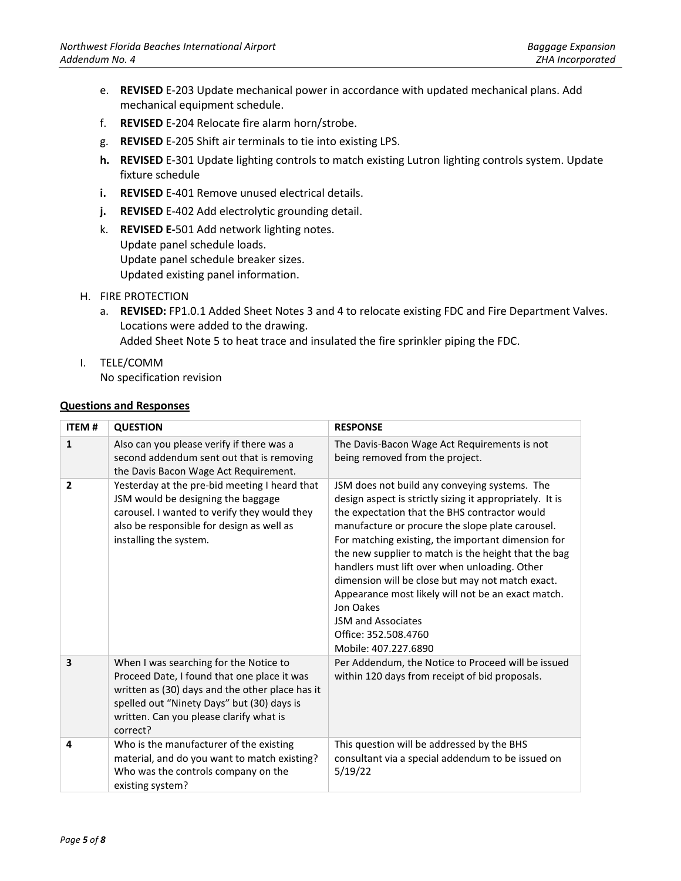e. **REVISED** E-203 Update mechanical power in accordance with updated mechanical plans. Add mechanical equipment schedule.

f. **REVISED** E-204 Relocate fire alarm horn/strobe.

g. **REVISED** E-205 Shift air terminals to tie into existing LPS.

**h.** **REVISED** E-301 Update lighting controls to match existing Lutron lighting controls system. Update fixture schedule

**i.** **REVISED** E-401 Remove unused electrical details.

**j.** **REVISED** E-402 Add electrolytic grounding detail.

k. **REVISED E-**501 Add network lighting notes.
Update panel schedule loads.
Update panel schedule breaker sizes.
Updated existing panel information.

H. FIRE PROTECTION

a. **REVISED:** FP1.0.1 Added Sheet Notes 3 and 4 to relocate existing FDC and Fire Department Valves. Locations were added to the drawing.
Added Sheet Note 5 to heat trace and insulated the fire sprinkler piping the FDC.

I. TELE/COMM
No specification revision

**Questions and Responses**

| ITEM # | QUESTION | RESPONSE |
|---|---|---|
| 1 | Also can you please verify if there was a second addendum sent out that is removing the Davis Bacon Wage Act Requirement. | The Davis-Bacon Wage Act Requirements is not being removed from the project. |
| 2 | Yesterday at the pre-bid meeting I heard that JSM would be designing the baggage carousel. I wanted to verify they would they also be responsible for design as well as installing the system. | JSM does not build any conveying systems. The design aspect is strictly sizing it appropriately. It is the expectation that the BHS contractor would manufacture or procure the slope plate carousel. For matching existing, the important dimension for the new supplier to match is the height that the bag handlers must lift over when unloading. Other dimension will be close but may not match exact. Appearance most likely will not be an exact match. Jon Oakes JSM and Associates Office: 352.508.4760 Mobile: 407.227.6890 |
| 3 | When I was searching for the Notice to Proceed Date, I found that one place it was written as (30) days and the other place has it spelled out "Ninety Days" but (30) days is written. Can you please clarify what is correct? | Per Addendum, the Notice to Proceed will be issued within 120 days from receipt of bid proposals. |
| 4 | Who is the manufacturer of the existing material, and do you want to match existing? Who was the controls company on the existing system? | This question will be addressed by the BHS consultant via a special addendum to be issued on 5/19/22 |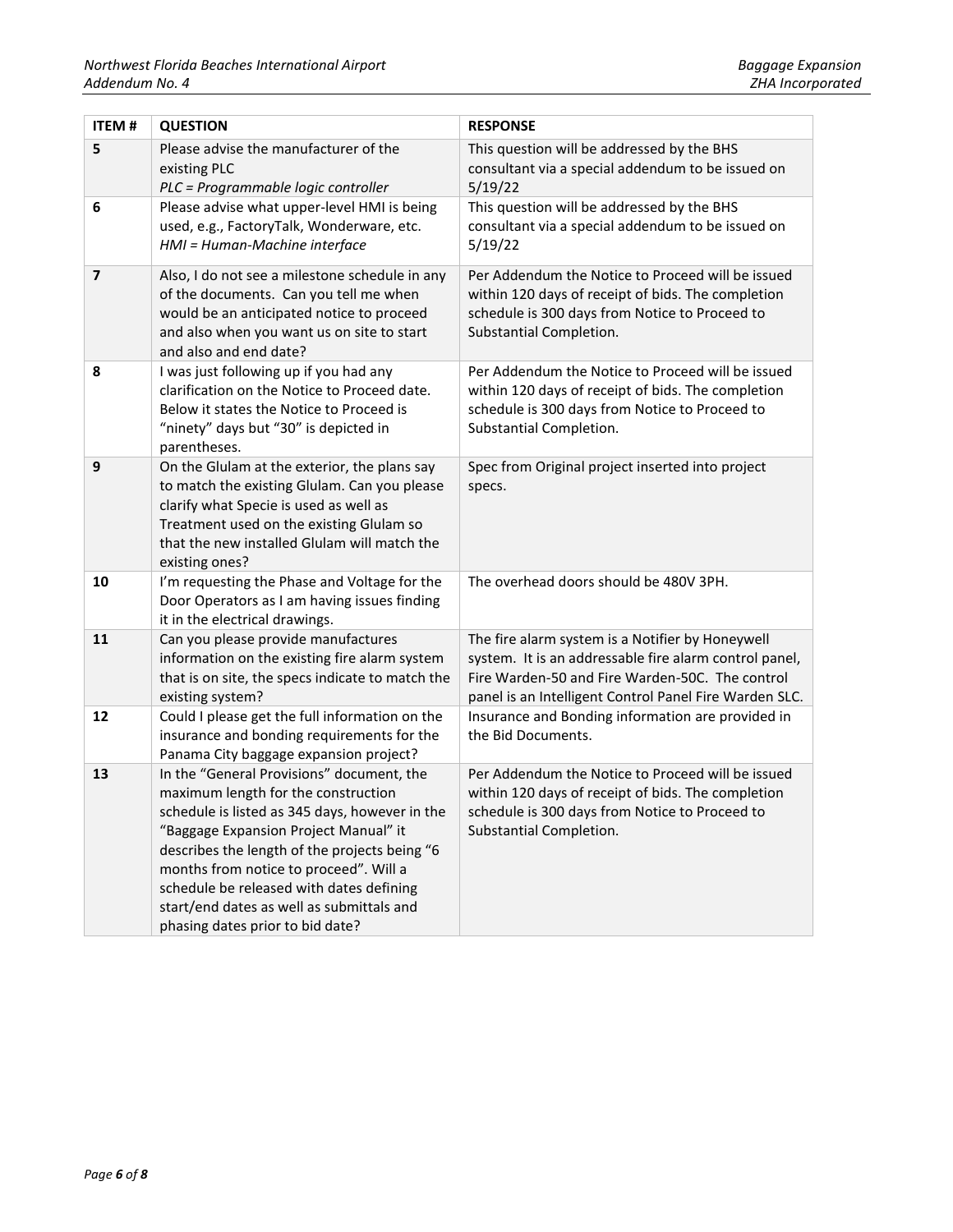| ITEM # | QUESTION | RESPONSE |
|---|---|---|
| 5 | Please advise the manufacturer of the existing PLC<br>*PLC = Programmable logic controller* | This question will be addressed by the BHS consultant via a special addendum to be issued on 5/19/22 |
| 6 | Please advise what upper-level HMI is being used, e.g., FactoryTalk, Wonderware, etc.<br>*HMI = Human-Machine interface* | This question will be addressed by the BHS consultant via a special addendum to be issued on 5/19/22 |
| 7 | Also, I do not see a milestone schedule in any of the documents. Can you tell me when would be an anticipated notice to proceed and also when you want us on site to start and also and end date? | Per Addendum the Notice to Proceed will be issued within 120 days of receipt of bids. The completion schedule is 300 days from Notice to Proceed to Substantial Completion. |
| 8 | I was just following up if you had any clarification on the Notice to Proceed date. Below it states the Notice to Proceed is "ninety" days but "30" is depicted in parentheses. | Per Addendum the Notice to Proceed will be issued within 120 days of receipt of bids. The completion schedule is 300 days from Notice to Proceed to Substantial Completion. |
| 9 | On the Glulam at the exterior, the plans say to match the existing Glulam. Can you please clarify what Specie is used as well as Treatment used on the existing Glulam so that the new installed Glulam will match the existing ones? | Spec from Original project inserted into project specs. |
| 10 | I'm requesting the Phase and Voltage for the Door Operators as I am having issues finding it in the electrical drawings. | The overhead doors should be 480V 3PH. |
| 11 | Can you please provide manufactures information on the existing fire alarm system that is on site, the specs indicate to match the existing system? | The fire alarm system is a Notifier by Honeywell system. It is an addressable fire alarm control panel, Fire Warden-50 and Fire Warden-50C. The control panel is an Intelligent Control Panel Fire Warden SLC. |
| 12 | Could I please get the full information on the insurance and bonding requirements for the Panama City baggage expansion project? | Insurance and Bonding information are provided in the Bid Documents. |
| 13 | In the "General Provisions" document, the maximum length for the construction schedule is listed as 345 days, however in the "Baggage Expansion Project Manual" it describes the length of the projects being "6 months from notice to proceed". Will a schedule be released with dates defining start/end dates as well as submittals and phasing dates prior to bid date? | Per Addendum the Notice to Proceed will be issued within 120 days of receipt of bids. The completion schedule is 300 days from Notice to Proceed to Substantial Completion. |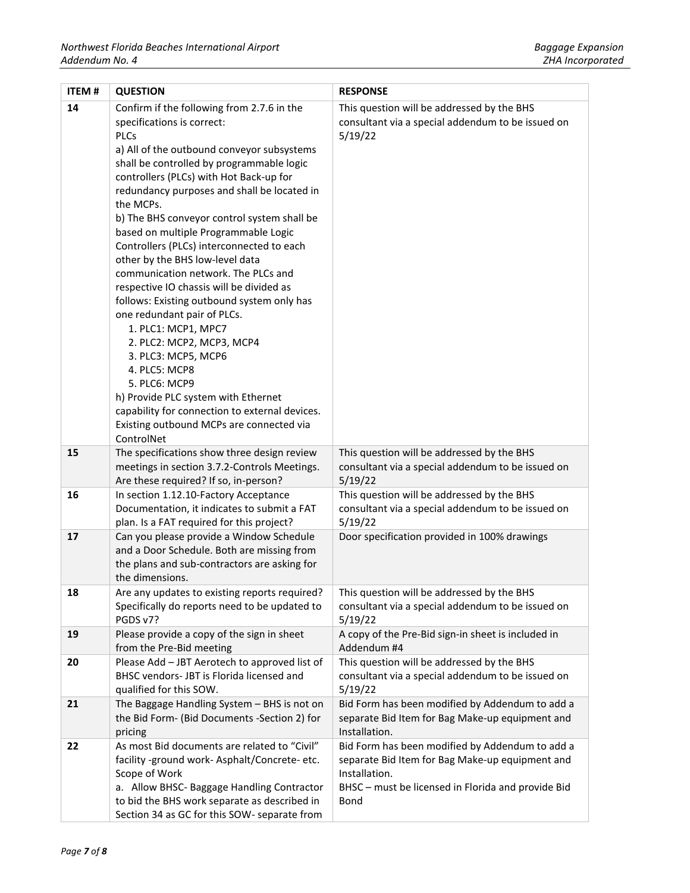| ITEM # | QUESTION | RESPONSE |
|---|---|---|
| 14 | Confirm if the following from 2.7.6 in the specifications is correct:<br>PLCs<br>a) All of the outbound conveyor subsystems shall be controlled by programmable logic controllers (PLCs) with Hot Back-up for redundancy purposes and shall be located in the MCPs.<br>b) The BHS conveyor control system shall be based on multiple Programmable Logic Controllers (PLCs) interconnected to each other by the BHS low-level data communication network. The PLCs and respective IO chassis will be divided as follows: Existing outbound system only has one redundant pair of PLCs.<br>1. PLC1: MCP1, MPC7<br>2. PLC2: MCP2, MCP3, MCP4<br>3. PLC3: MCP5, MCP6<br>4. PLC5: MCP8<br>5. PLC6: MCP9<br>h) Provide PLC system with Ethernet capability for connection to external devices. Existing outbound MCPs are connected via ControlNet | This question will be addressed by the BHS consultant via a special addendum to be issued on 5/19/22 |
| 15 | The specifications show three design review meetings in section 3.7.2-Controls Meetings. Are these required? If so, in-person? | This question will be addressed by the BHS consultant via a special addendum to be issued on 5/19/22 |
| 16 | In section 1.12.10-Factory Acceptance Documentation, it indicates to submit a FAT plan. Is a FAT required for this project? | This question will be addressed by the BHS consultant via a special addendum to be issued on 5/19/22 |
| 17 | Can you please provide a Window Schedule and a Door Schedule. Both are missing from the plans and sub-contractors are asking for the dimensions. | Door specification provided in 100% drawings |
| 18 | Are any updates to existing reports required? Specifically do reports need to be updated to PGDS v7? | This question will be addressed by the BHS consultant via a special addendum to be issued on 5/19/22 |
| 19 | Please provide a copy of the sign in sheet from the Pre-Bid meeting | A copy of the Pre-Bid sign-in sheet is included in Addendum #4 |
| 20 | Please Add – JBT Aerotech to approved list of BHSC vendors- JBT is Florida licensed and qualified for this SOW. | This question will be addressed by the BHS consultant via a special addendum to be issued on 5/19/22 |
| 21 | The Baggage Handling System – BHS is not on the Bid Form- (Bid Documents -Section 2) for pricing | Bid Form has been modified by Addendum to add a separate Bid Item for Bag Make-up equipment and Installation. |
| 22 | As most Bid documents are related to "Civil" facility -ground work- Asphalt/Concrete- etc. Scope of Work<br>a. Allow BHSC- Baggage Handling Contractor to bid the BHS work separate as described in Section 34 as GC for this SOW- separate from | Bid Form has been modified by Addendum to add a separate Bid Item for Bag Make-up equipment and Installation.<br>BHSC – must be licensed in Florida and provide Bid Bond |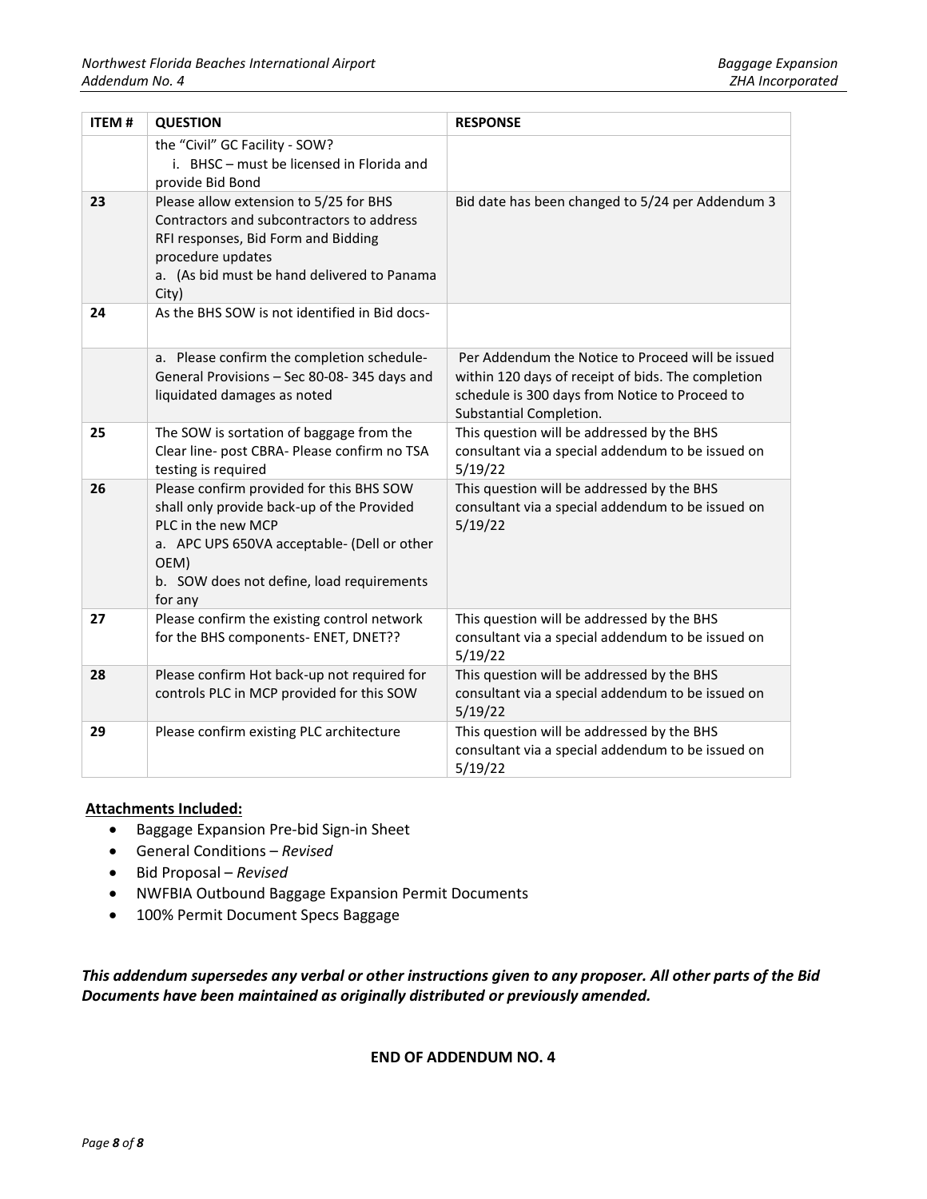| ITEM # | QUESTION | RESPONSE |
|---|---|---|
| | the "Civil" GC Facility - SOW?<br>i. BHSC – must be licensed in Florida and provide Bid Bond | |
| 23 | Please allow extension to 5/25 for BHS Contractors and subcontractors to address RFI responses, Bid Form and Bidding procedure updates<br>a. (As bid must be hand delivered to Panama City) | Bid date has been changed to 5/24 per Addendum 3 |
| 24 | As the BHS SOW is not identified in Bid docs- | |
| | a. Please confirm the completion schedule- General Provisions – Sec 80-08- 345 days and liquidated damages as noted | Per Addendum the Notice to Proceed will be issued within 120 days of receipt of bids. The completion schedule is 300 days from Notice to Proceed to Substantial Completion. |
| 25 | The SOW is sortation of baggage from the Clear line- post CBRA- Please confirm no TSA testing is required | This question will be addressed by the BHS consultant via a special addendum to be issued on 5/19/22 |
| 26 | Please confirm provided for this BHS SOW shall only provide back-up of the Provided PLC in the new MCP<br>a. APC UPS 650VA acceptable- (Dell or other OEM)<br>b. SOW does not define, load requirements for any | This question will be addressed by the BHS consultant via a special addendum to be issued on 5/19/22 |
| 27 | Please confirm the existing control network for the BHS components- ENET, DNET?? | This question will be addressed by the BHS consultant via a special addendum to be issued on 5/19/22 |
| 28 | Please confirm Hot back-up not required for controls PLC in MCP provided for this SOW | This question will be addressed by the BHS consultant via a special addendum to be issued on 5/19/22 |
| 29 | Please confirm existing PLC architecture | This question will be addressed by the BHS consultant via a special addendum to be issued on 5/19/22 |

**Attachments Included:**

- Baggage Expansion Pre-bid Sign-in Sheet
- General Conditions – *Revised*
- Bid Proposal – *Revised*
- NWFBIA Outbound Baggage Expansion Permit Documents
- 100% Permit Document Specs Baggage

***This addendum supersedes any verbal or other instructions given to any proposer. All other parts of the Bid Documents have been maintained as originally distributed or previously amended.***

**END OF ADDENDUM NO. 4**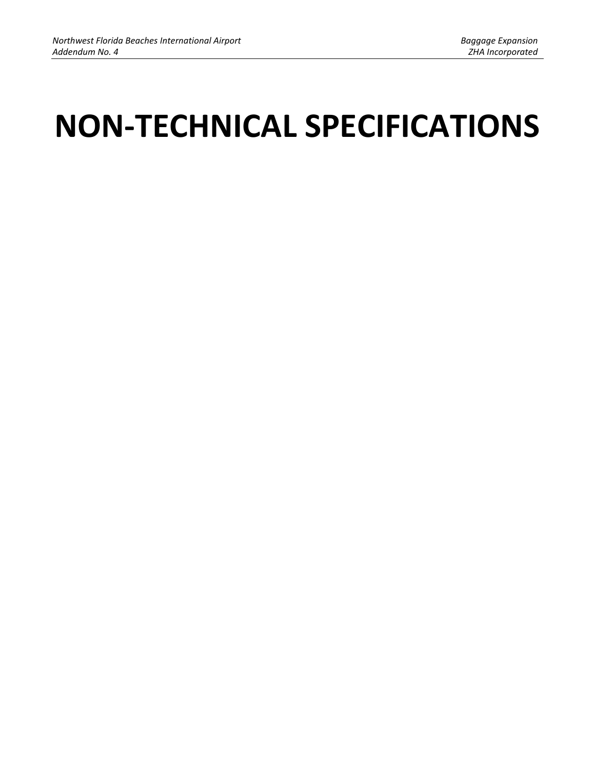# NON-TECHNICAL SPECIFICATIONS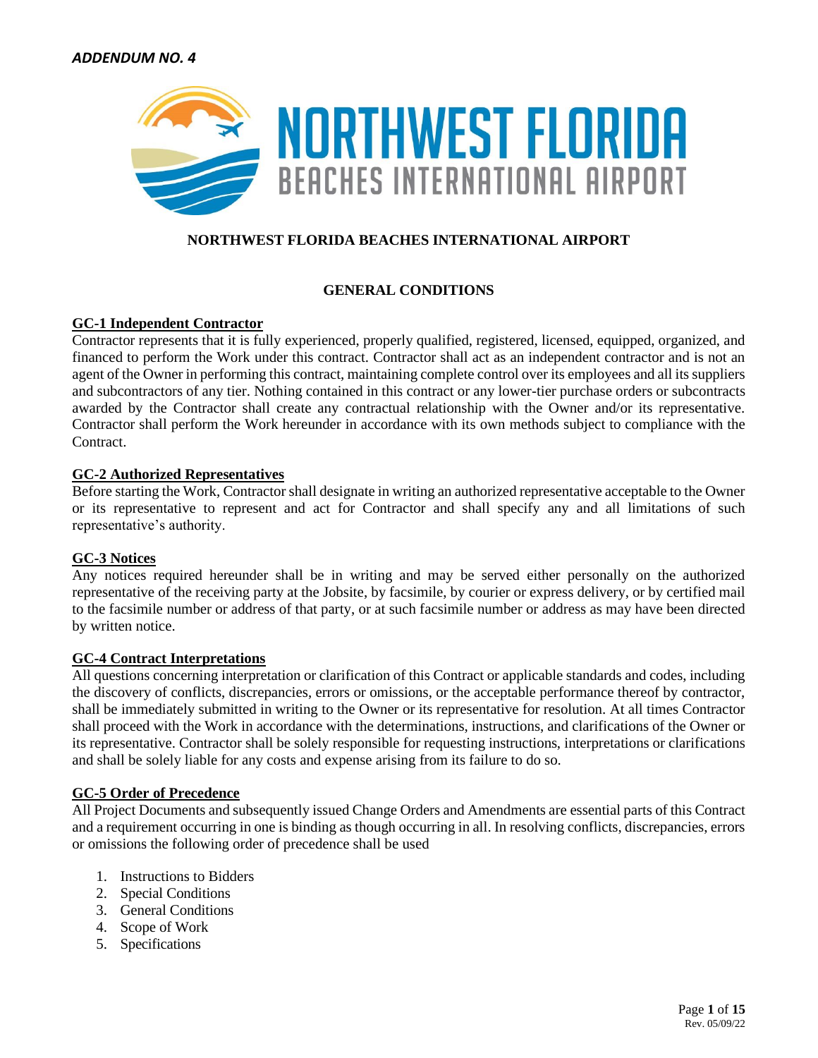*ADDENDUM NO. 4*

**NORTHWEST FLORIDA BEACHES INTERNATIONAL AIRPORT**

**GENERAL CONDITIONS**

**GC-1 Independent Contractor**

Contractor represents that it is fully experienced, properly qualified, registered, licensed, equipped, organized, and financed to perform the Work under this contract. Contractor shall act as an independent contractor and is not an agent of the Owner in performing this contract, maintaining complete control over its employees and all its suppliers and subcontractors of any tier. Nothing contained in this contract or any lower-tier purchase orders or subcontracts awarded by the Contractor shall create any contractual relationship with the Owner and/or its representative. Contractor shall perform the Work hereunder in accordance with its own methods subject to compliance with the Contract.

**GC-2 Authorized Representatives**

Before starting the Work, Contractor shall designate in writing an authorized representative acceptable to the Owner or its representative to represent and act for Contractor and shall specify any and all limitations of such representative's authority.

**GC-3 Notices**

Any notices required hereunder shall be in writing and may be served either personally on the authorized representative of the receiving party at the Jobsite, by facsimile, by courier or express delivery, or by certified mail to the facsimile number or address of that party, or at such facsimile number or address as may have been directed by written notice.

**GC-4 Contract Interpretations**

All questions concerning interpretation or clarification of this Contract or applicable standards and codes, including the discovery of conflicts, discrepancies, errors or omissions, or the acceptable performance thereof by contractor, shall be immediately submitted in writing to the Owner or its representative for resolution. At all times Contractor shall proceed with the Work in accordance with the determinations, instructions, and clarifications of the Owner or its representative. Contractor shall be solely responsible for requesting instructions, interpretations or clarifications and shall be solely liable for any costs and expense arising from its failure to do so.

**GC-5 Order of Precedence**

All Project Documents and subsequently issued Change Orders and Amendments are essential parts of this Contract and a requirement occurring in one is binding as though occurring in all. In resolving conflicts, discrepancies, errors or omissions the following order of precedence shall be used

1. Instructions to Bidders
2. Special Conditions
3. General Conditions
4. Scope of Work
5. Specifications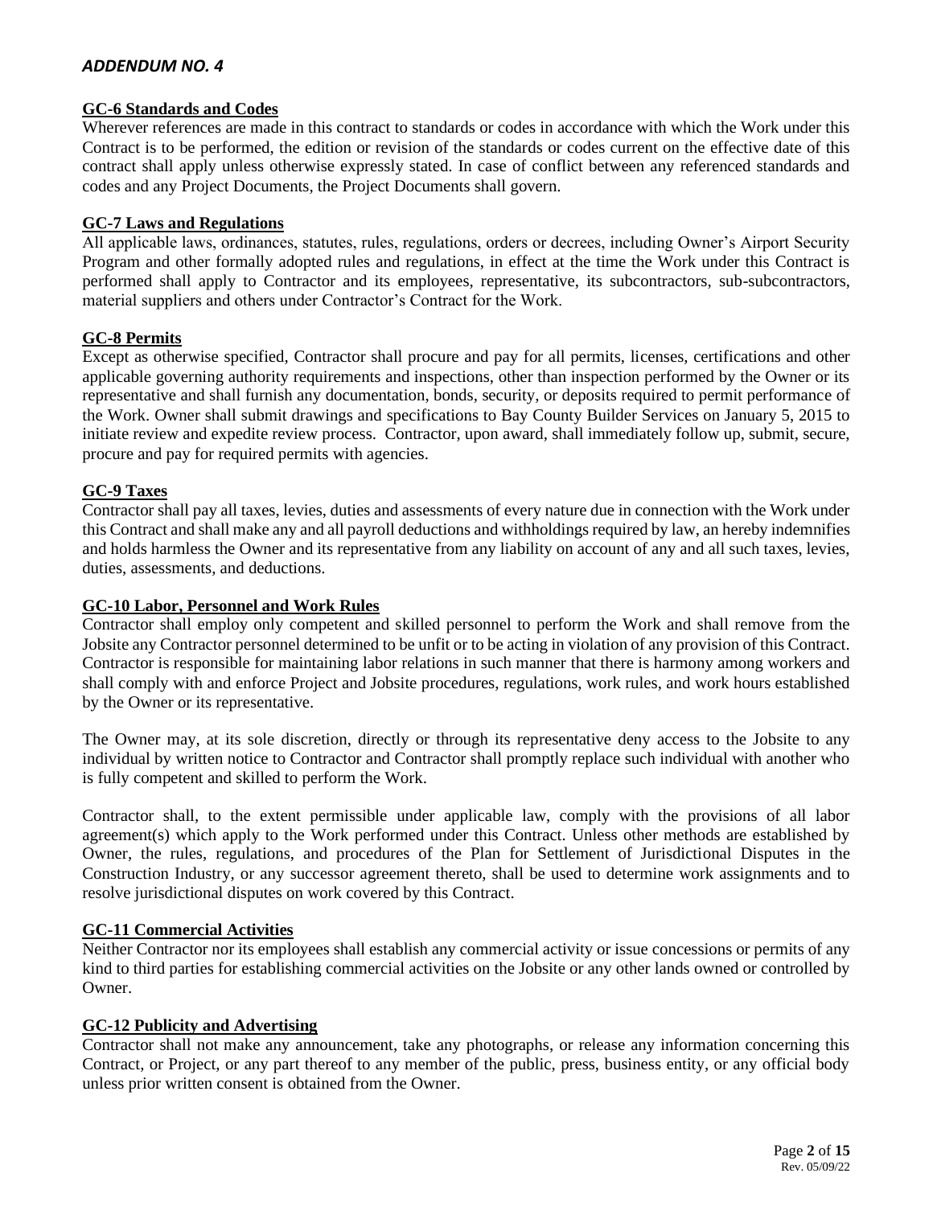*ADDENDUM NO. 4*

**GC-6 Standards and Codes**

Wherever references are made in this contract to standards or codes in accordance with which the Work under this Contract is to be performed, the edition or revision of the standards or codes current on the effective date of this contract shall apply unless otherwise expressly stated. In case of conflict between any referenced standards and codes and any Project Documents, the Project Documents shall govern.

**GC-7 Laws and Regulations**

All applicable laws, ordinances, statutes, rules, regulations, orders or decrees, including Owner's Airport Security Program and other formally adopted rules and regulations, in effect at the time the Work under this Contract is performed shall apply to Contractor and its employees, representative, its subcontractors, sub-subcontractors, material suppliers and others under Contractor's Contract for the Work.

**GC-8 Permits**

Except as otherwise specified, Contractor shall procure and pay for all permits, licenses, certifications and other applicable governing authority requirements and inspections, other than inspection performed by the Owner or its representative and shall furnish any documentation, bonds, security, or deposits required to permit performance of the Work. Owner shall submit drawings and specifications to Bay County Builder Services on January 5, 2015 to initiate review and expedite review process. Contractor, upon award, shall immediately follow up, submit, secure, procure and pay for required permits with agencies.

**GC-9 Taxes**

Contractor shall pay all taxes, levies, duties and assessments of every nature due in connection with the Work under this Contract and shall make any and all payroll deductions and withholdings required by law, an hereby indemnifies and holds harmless the Owner and its representative from any liability on account of any and all such taxes, levies, duties, assessments, and deductions.

**GC-10 Labor, Personnel and Work Rules**

Contractor shall employ only competent and skilled personnel to perform the Work and shall remove from the Jobsite any Contractor personnel determined to be unfit or to be acting in violation of any provision of this Contract. Contractor is responsible for maintaining labor relations in such manner that there is harmony among workers and shall comply with and enforce Project and Jobsite procedures, regulations, work rules, and work hours established by the Owner or its representative.

The Owner may, at its sole discretion, directly or through its representative deny access to the Jobsite to any individual by written notice to Contractor and Contractor shall promptly replace such individual with another who is fully competent and skilled to perform the Work.

Contractor shall, to the extent permissible under applicable law, comply with the provisions of all labor agreement(s) which apply to the Work performed under this Contract. Unless other methods are established by Owner, the rules, regulations, and procedures of the Plan for Settlement of Jurisdictional Disputes in the Construction Industry, or any successor agreement thereto, shall be used to determine work assignments and to resolve jurisdictional disputes on work covered by this Contract.

**GC-11 Commercial Activities**

Neither Contractor nor its employees shall establish any commercial activity or issue concessions or permits of any kind to third parties for establishing commercial activities on the Jobsite or any other lands owned or controlled by Owner.

**GC-12 Publicity and Advertising**

Contractor shall not make any announcement, take any photographs, or release any information concerning this Contract, or Project, or any part thereof to any member of the public, press, business entity, or any official body unless prior written consent is obtained from the Owner.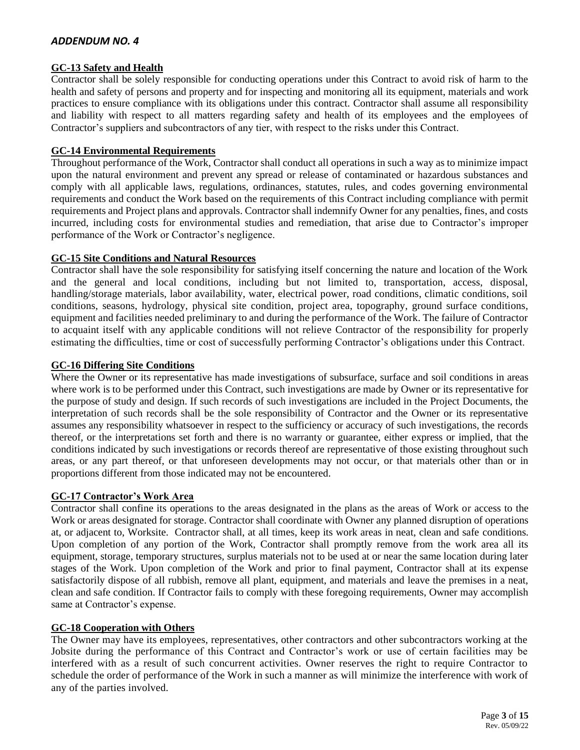*ADDENDUM NO. 4*

**GC-13 Safety and Health**

Contractor shall be solely responsible for conducting operations under this Contract to avoid risk of harm to the health and safety of persons and property and for inspecting and monitoring all its equipment, materials and work practices to ensure compliance with its obligations under this contract. Contractor shall assume all responsibility and liability with respect to all matters regarding safety and health of its employees and the employees of Contractor's suppliers and subcontractors of any tier, with respect to the risks under this Contract.

**GC-14 Environmental Requirements**

Throughout performance of the Work, Contractor shall conduct all operations in such a way as to minimize impact upon the natural environment and prevent any spread or release of contaminated or hazardous substances and comply with all applicable laws, regulations, ordinances, statutes, rules, and codes governing environmental requirements and conduct the Work based on the requirements of this Contract including compliance with permit requirements and Project plans and approvals. Contractor shall indemnify Owner for any penalties, fines, and costs incurred, including costs for environmental studies and remediation, that arise due to Contractor's improper performance of the Work or Contractor's negligence.

**GC-15 Site Conditions and Natural Resources**

Contractor shall have the sole responsibility for satisfying itself concerning the nature and location of the Work and the general and local conditions, including but not limited to, transportation, access, disposal, handling/storage materials, labor availability, water, electrical power, road conditions, climatic conditions, soil conditions, seasons, hydrology, physical site condition, project area, topography, ground surface conditions, equipment and facilities needed preliminary to and during the performance of the Work. The failure of Contractor to acquaint itself with any applicable conditions will not relieve Contractor of the responsibility for properly estimating the difficulties, time or cost of successfully performing Contractor's obligations under this Contract.

**GC-16 Differing Site Conditions**

Where the Owner or its representative has made investigations of subsurface, surface and soil conditions in areas where work is to be performed under this Contract, such investigations are made by Owner or its representative for the purpose of study and design. If such records of such investigations are included in the Project Documents, the interpretation of such records shall be the sole responsibility of Contractor and the Owner or its representative assumes any responsibility whatsoever in respect to the sufficiency or accuracy of such investigations, the records thereof, or the interpretations set forth and there is no warranty or guarantee, either express or implied, that the conditions indicated by such investigations or records thereof are representative of those existing throughout such areas, or any part thereof, or that unforeseen developments may not occur, or that materials other than or in proportions different from those indicated may not be encountered.

**GC-17 Contractor's Work Area**

Contractor shall confine its operations to the areas designated in the plans as the areas of Work or access to the Work or areas designated for storage. Contractor shall coordinate with Owner any planned disruption of operations at, or adjacent to, Worksite. Contractor shall, at all times, keep its work areas in neat, clean and safe conditions. Upon completion of any portion of the Work, Contractor shall promptly remove from the work area all its equipment, storage, temporary structures, surplus materials not to be used at or near the same location during later stages of the Work. Upon completion of the Work and prior to final payment, Contractor shall at its expense satisfactorily dispose of all rubbish, remove all plant, equipment, and materials and leave the premises in a neat, clean and safe condition. If Contractor fails to comply with these foregoing requirements, Owner may accomplish same at Contractor's expense.

**GC-18 Cooperation with Others**

The Owner may have its employees, representatives, other contractors and other subcontractors working at the Jobsite during the performance of this Contract and Contractor's work or use of certain facilities may be interfered with as a result of such concurrent activities. Owner reserves the right to require Contractor to schedule the order of performance of the Work in such a manner as will minimize the interference with work of any of the parties involved.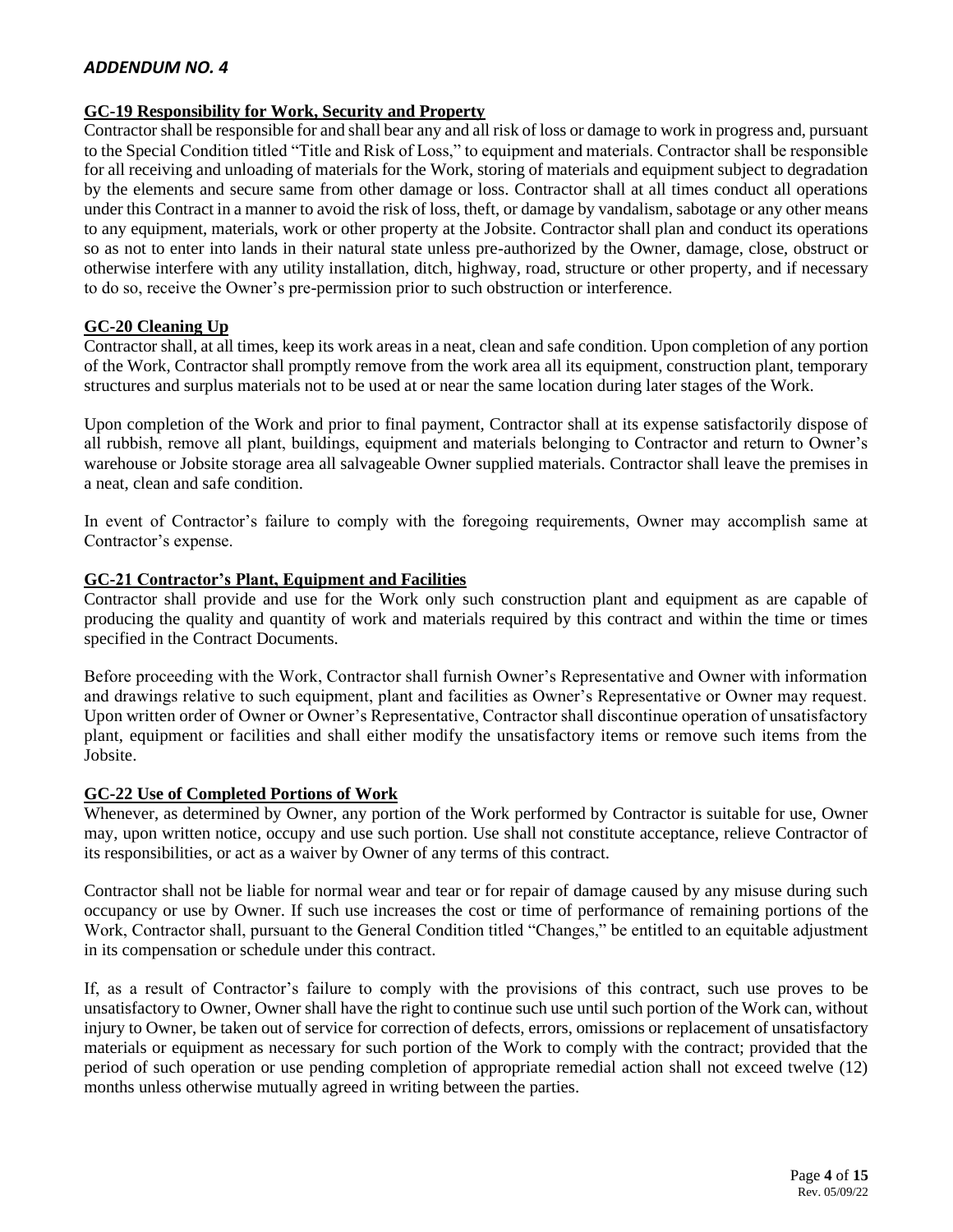*ADDENDUM NO. 4*

**GC-19 Responsibility for Work, Security and Property**

Contractor shall be responsible for and shall bear any and all risk of loss or damage to work in progress and, pursuant to the Special Condition titled "Title and Risk of Loss," to equipment and materials. Contractor shall be responsible for all receiving and unloading of materials for the Work, storing of materials and equipment subject to degradation by the elements and secure same from other damage or loss. Contractor shall at all times conduct all operations under this Contract in a manner to avoid the risk of loss, theft, or damage by vandalism, sabotage or any other means to any equipment, materials, work or other property at the Jobsite. Contractor shall plan and conduct its operations so as not to enter into lands in their natural state unless pre-authorized by the Owner, damage, close, obstruct or otherwise interfere with any utility installation, ditch, highway, road, structure or other property, and if necessary to do so, receive the Owner's pre-permission prior to such obstruction or interference.

**GC-20 Cleaning Up**

Contractor shall, at all times, keep its work areas in a neat, clean and safe condition. Upon completion of any portion of the Work, Contractor shall promptly remove from the work area all its equipment, construction plant, temporary structures and surplus materials not to be used at or near the same location during later stages of the Work.

Upon completion of the Work and prior to final payment, Contractor shall at its expense satisfactorily dispose of all rubbish, remove all plant, buildings, equipment and materials belonging to Contractor and return to Owner's warehouse or Jobsite storage area all salvageable Owner supplied materials. Contractor shall leave the premises in a neat, clean and safe condition.

In event of Contractor's failure to comply with the foregoing requirements, Owner may accomplish same at Contractor's expense.

**GC-21 Contractor's Plant, Equipment and Facilities**

Contractor shall provide and use for the Work only such construction plant and equipment as are capable of producing the quality and quantity of work and materials required by this contract and within the time or times specified in the Contract Documents.

Before proceeding with the Work, Contractor shall furnish Owner's Representative and Owner with information and drawings relative to such equipment, plant and facilities as Owner's Representative or Owner may request. Upon written order of Owner or Owner's Representative, Contractor shall discontinue operation of unsatisfactory plant, equipment or facilities and shall either modify the unsatisfactory items or remove such items from the Jobsite.

**GC-22 Use of Completed Portions of Work**

Whenever, as determined by Owner, any portion of the Work performed by Contractor is suitable for use, Owner may, upon written notice, occupy and use such portion. Use shall not constitute acceptance, relieve Contractor of its responsibilities, or act as a waiver by Owner of any terms of this contract.

Contractor shall not be liable for normal wear and tear or for repair of damage caused by any misuse during such occupancy or use by Owner. If such use increases the cost or time of performance of remaining portions of the Work, Contractor shall, pursuant to the General Condition titled "Changes," be entitled to an equitable adjustment in its compensation or schedule under this contract.

If, as a result of Contractor's failure to comply with the provisions of this contract, such use proves to be unsatisfactory to Owner, Owner shall have the right to continue such use until such portion of the Work can, without injury to Owner, be taken out of service for correction of defects, errors, omissions or replacement of unsatisfactory materials or equipment as necessary for such portion of the Work to comply with the contract; provided that the period of such operation or use pending completion of appropriate remedial action shall not exceed twelve (12) months unless otherwise mutually agreed in writing between the parties.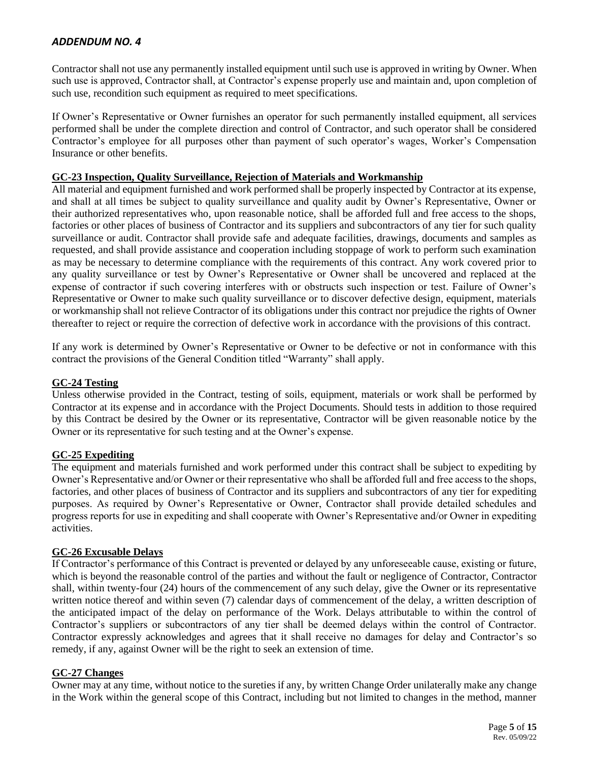*ADDENDUM NO. 4*

Contractor shall not use any permanently installed equipment until such use is approved in writing by Owner. When such use is approved, Contractor shall, at Contractor's expense properly use and maintain and, upon completion of such use, recondition such equipment as required to meet specifications.

If Owner's Representative or Owner furnishes an operator for such permanently installed equipment, all services performed shall be under the complete direction and control of Contractor, and such operator shall be considered Contractor's employee for all purposes other than payment of such operator's wages, Worker's Compensation Insurance or other benefits.

**GC-23 Inspection, Quality Surveillance, Rejection of Materials and Workmanship**

All material and equipment furnished and work performed shall be properly inspected by Contractor at its expense, and shall at all times be subject to quality surveillance and quality audit by Owner's Representative, Owner or their authorized representatives who, upon reasonable notice, shall be afforded full and free access to the shops, factories or other places of business of Contractor and its suppliers and subcontractors of any tier for such quality surveillance or audit. Contractor shall provide safe and adequate facilities, drawings, documents and samples as requested, and shall provide assistance and cooperation including stoppage of work to perform such examination as may be necessary to determine compliance with the requirements of this contract. Any work covered prior to any quality surveillance or test by Owner's Representative or Owner shall be uncovered and replaced at the expense of contractor if such covering interferes with or obstructs such inspection or test. Failure of Owner's Representative or Owner to make such quality surveillance or to discover defective design, equipment, materials or workmanship shall not relieve Contractor of its obligations under this contract nor prejudice the rights of Owner thereafter to reject or require the correction of defective work in accordance with the provisions of this contract.

If any work is determined by Owner's Representative or Owner to be defective or not in conformance with this contract the provisions of the General Condition titled "Warranty" shall apply.

**GC-24 Testing**

Unless otherwise provided in the Contract, testing of soils, equipment, materials or work shall be performed by Contractor at its expense and in accordance with the Project Documents. Should tests in addition to those required by this Contract be desired by the Owner or its representative, Contractor will be given reasonable notice by the Owner or its representative for such testing and at the Owner's expense.

**GC-25 Expediting**

The equipment and materials furnished and work performed under this contract shall be subject to expediting by Owner's Representative and/or Owner or their representative who shall be afforded full and free access to the shops, factories, and other places of business of Contractor and its suppliers and subcontractors of any tier for expediting purposes. As required by Owner's Representative or Owner, Contractor shall provide detailed schedules and progress reports for use in expediting and shall cooperate with Owner's Representative and/or Owner in expediting activities.

**GC-26 Excusable Delays**

If Contractor's performance of this Contract is prevented or delayed by any unforeseeable cause, existing or future, which is beyond the reasonable control of the parties and without the fault or negligence of Contractor, Contractor shall, within twenty-four (24) hours of the commencement of any such delay, give the Owner or its representative written notice thereof and within seven (7) calendar days of commencement of the delay, a written description of the anticipated impact of the delay on performance of the Work. Delays attributable to within the control of Contractor's suppliers or subcontractors of any tier shall be deemed delays within the control of Contractor. Contractor expressly acknowledges and agrees that it shall receive no damages for delay and Contractor's so remedy, if any, against Owner will be the right to seek an extension of time.

**GC-27 Changes**

Owner may at any time, without notice to the sureties if any, by written Change Order unilaterally make any change in the Work within the general scope of this Contract, including but not limited to changes in the method, manner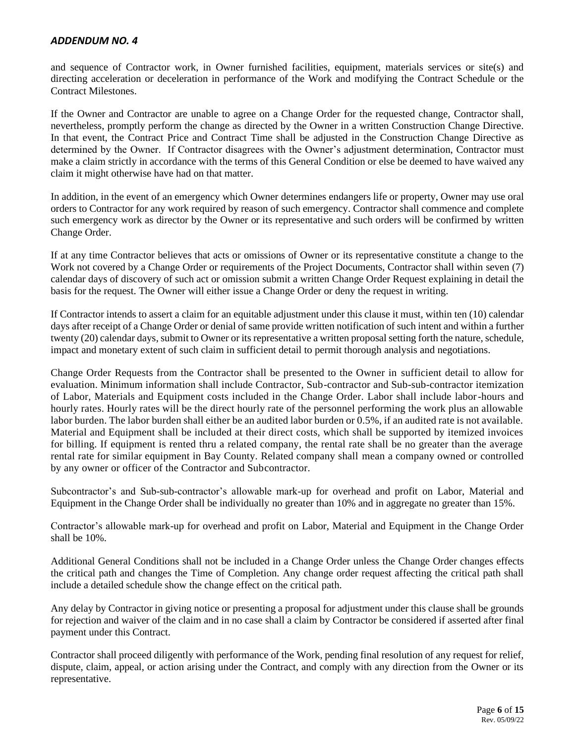## *ADDENDUM NO. 4*

and sequence of Contractor work, in Owner furnished facilities, equipment, materials services or site(s) and directing acceleration or deceleration in performance of the Work and modifying the Contract Schedule or the Contract Milestones.

If the Owner and Contractor are unable to agree on a Change Order for the requested change, Contractor shall, nevertheless, promptly perform the change as directed by the Owner in a written Construction Change Directive. In that event, the Contract Price and Contract Time shall be adjusted in the Construction Change Directive as determined by the Owner. If Contractor disagrees with the Owner's adjustment determination, Contractor must make a claim strictly in accordance with the terms of this General Condition or else be deemed to have waived any claim it might otherwise have had on that matter.

In addition, in the event of an emergency which Owner determines endangers life or property, Owner may use oral orders to Contractor for any work required by reason of such emergency. Contractor shall commence and complete such emergency work as director by the Owner or its representative and such orders will be confirmed by written Change Order.

If at any time Contractor believes that acts or omissions of Owner or its representative constitute a change to the Work not covered by a Change Order or requirements of the Project Documents, Contractor shall within seven (7) calendar days of discovery of such act or omission submit a written Change Order Request explaining in detail the basis for the request. The Owner will either issue a Change Order or deny the request in writing.

If Contractor intends to assert a claim for an equitable adjustment under this clause it must, within ten (10) calendar days after receipt of a Change Order or denial of same provide written notification of such intent and within a further twenty (20) calendar days, submit to Owner or its representative a written proposal setting forth the nature, schedule, impact and monetary extent of such claim in sufficient detail to permit thorough analysis and negotiations.

Change Order Requests from the Contractor shall be presented to the Owner in sufficient detail to allow for evaluation. Minimum information shall include Contractor, Sub-contractor and Sub-sub-contractor itemization of Labor, Materials and Equipment costs included in the Change Order. Labor shall include labor-hours and hourly rates. Hourly rates will be the direct hourly rate of the personnel performing the work plus an allowable labor burden. The labor burden shall either be an audited labor burden or 0.5%, if an audited rate is not available. Material and Equipment shall be included at their direct costs, which shall be supported by itemized invoices for billing. If equipment is rented thru a related company, the rental rate shall be no greater than the average rental rate for similar equipment in Bay County. Related company shall mean a company owned or controlled by any owner or officer of the Contractor and Subcontractor.

Subcontractor's and Sub-sub-contractor's allowable mark-up for overhead and profit on Labor, Material and Equipment in the Change Order shall be individually no greater than 10% and in aggregate no greater than 15%.

Contractor's allowable mark-up for overhead and profit on Labor, Material and Equipment in the Change Order shall be 10%.

Additional General Conditions shall not be included in a Change Order unless the Change Order changes effects the critical path and changes the Time of Completion. Any change order request affecting the critical path shall include a detailed schedule show the change effect on the critical path.

Any delay by Contractor in giving notice or presenting a proposal for adjustment under this clause shall be grounds for rejection and waiver of the claim and in no case shall a claim by Contractor be considered if asserted after final payment under this Contract.

Contractor shall proceed diligently with performance of the Work, pending final resolution of any request for relief, dispute, claim, appeal, or action arising under the Contract, and comply with any direction from the Owner or its representative.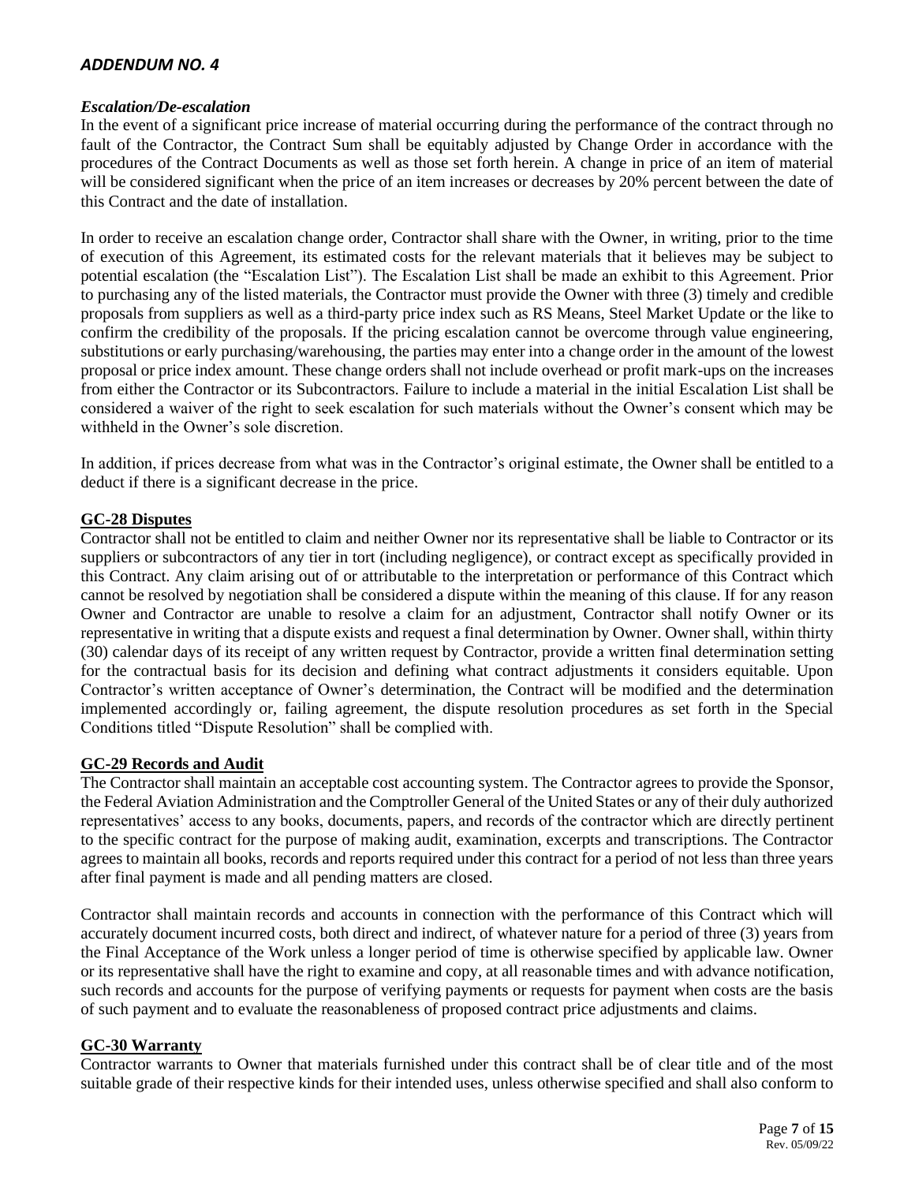## *ADDENDUM NO. 4*

### *Escalation/De-escalation*

In the event of a significant price increase of material occurring during the performance of the contract through no fault of the Contractor, the Contract Sum shall be equitably adjusted by Change Order in accordance with the procedures of the Contract Documents as well as those set forth herein. A change in price of an item of material will be considered significant when the price of an item increases or decreases by 20% percent between the date of this Contract and the date of installation.

In order to receive an escalation change order, Contractor shall share with the Owner, in writing, prior to the time of execution of this Agreement, its estimated costs for the relevant materials that it believes may be subject to potential escalation (the "Escalation List"). The Escalation List shall be made an exhibit to this Agreement. Prior to purchasing any of the listed materials, the Contractor must provide the Owner with three (3) timely and credible proposals from suppliers as well as a third-party price index such as RS Means, Steel Market Update or the like to confirm the credibility of the proposals. If the pricing escalation cannot be overcome through value engineering, substitutions or early purchasing/warehousing, the parties may enter into a change order in the amount of the lowest proposal or price index amount. These change orders shall not include overhead or profit mark-ups on the increases from either the Contractor or its Subcontractors. Failure to include a material in the initial Escalation List shall be considered a waiver of the right to seek escalation for such materials without the Owner's consent which may be withheld in the Owner's sole discretion.

In addition, if prices decrease from what was in the Contractor's original estimate, the Owner shall be entitled to a deduct if there is a significant decrease in the price.

### GC-28 Disputes

Contractor shall not be entitled to claim and neither Owner nor its representative shall be liable to Contractor or its suppliers or subcontractors of any tier in tort (including negligence), or contract except as specifically provided in this Contract. Any claim arising out of or attributable to the interpretation or performance of this Contract which cannot be resolved by negotiation shall be considered a dispute within the meaning of this clause. If for any reason Owner and Contractor are unable to resolve a claim for an adjustment, Contractor shall notify Owner or its representative in writing that a dispute exists and request a final determination by Owner. Owner shall, within thirty (30) calendar days of its receipt of any written request by Contractor, provide a written final determination setting for the contractual basis for its decision and defining what contract adjustments it considers equitable. Upon Contractor's written acceptance of Owner's determination, the Contract will be modified and the determination implemented accordingly or, failing agreement, the dispute resolution procedures as set forth in the Special Conditions titled "Dispute Resolution" shall be complied with.

### GC-29 Records and Audit

The Contractor shall maintain an acceptable cost accounting system. The Contractor agrees to provide the Sponsor, the Federal Aviation Administration and the Comptroller General of the United States or any of their duly authorized representatives' access to any books, documents, papers, and records of the contractor which are directly pertinent to the specific contract for the purpose of making audit, examination, excerpts and transcriptions. The Contractor agrees to maintain all books, records and reports required under this contract for a period of not less than three years after final payment is made and all pending matters are closed.

Contractor shall maintain records and accounts in connection with the performance of this Contract which will accurately document incurred costs, both direct and indirect, of whatever nature for a period of three (3) years from the Final Acceptance of the Work unless a longer period of time is otherwise specified by applicable law. Owner or its representative shall have the right to examine and copy, at all reasonable times and with advance notification, such records and accounts for the purpose of verifying payments or requests for payment when costs are the basis of such payment and to evaluate the reasonableness of proposed contract price adjustments and claims.

### GC-30 Warranty

Contractor warrants to Owner that materials furnished under this contract shall be of clear title and of the most suitable grade of their respective kinds for their intended uses, unless otherwise specified and shall also conform to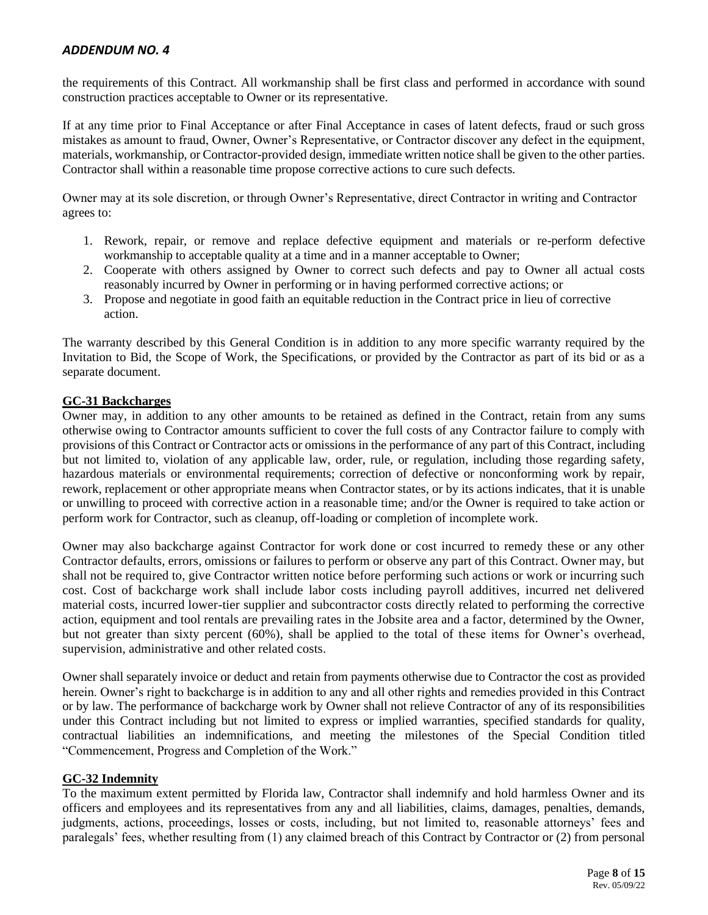the requirements of this Contract. All workmanship shall be first class and performed in accordance with sound construction practices acceptable to Owner or its representative.

If at any time prior to Final Acceptance or after Final Acceptance in cases of latent defects, fraud or such gross mistakes as amount to fraud, Owner, Owner's Representative, or Contractor discover any defect in the equipment, materials, workmanship, or Contractor-provided design, immediate written notice shall be given to the other parties. Contractor shall within a reasonable time propose corrective actions to cure such defects.

Owner may at its sole discretion, or through Owner's Representative, direct Contractor in writing and Contractor agrees to:

1. Rework, repair, or remove and replace defective equipment and materials or re-perform defective workmanship to acceptable quality at a time and in a manner acceptable to Owner;
2. Cooperate with others assigned by Owner to correct such defects and pay to Owner all actual costs reasonably incurred by Owner in performing or in having performed corrective actions; or
3. Propose and negotiate in good faith an equitable reduction in the Contract price in lieu of corrective action.

The warranty described by this General Condition is in addition to any more specific warranty required by the Invitation to Bid, the Scope of Work, the Specifications, or provided by the Contractor as part of its bid or as a separate document.

**GC-31 Backcharges**

Owner may, in addition to any other amounts to be retained as defined in the Contract, retain from any sums otherwise owing to Contractor amounts sufficient to cover the full costs of any Contractor failure to comply with provisions of this Contract or Contractor acts or omissions in the performance of any part of this Contract, including but not limited to, violation of any applicable law, order, rule, or regulation, including those regarding safety, hazardous materials or environmental requirements; correction of defective or nonconforming work by repair, rework, replacement or other appropriate means when Contractor states, or by its actions indicates, that it is unable or unwilling to proceed with corrective action in a reasonable time; and/or the Owner is required to take action or perform work for Contractor, such as cleanup, off-loading or completion of incomplete work.

Owner may also backcharge against Contractor for work done or cost incurred to remedy these or any other Contractor defaults, errors, omissions or failures to perform or observe any part of this Contract. Owner may, but shall not be required to, give Contractor written notice before performing such actions or work or incurring such cost. Cost of backcharge work shall include labor costs including payroll additives, incurred net delivered material costs, incurred lower-tier supplier and subcontractor costs directly related to performing the corrective action, equipment and tool rentals are prevailing rates in the Jobsite area and a factor, determined by the Owner, but not greater than sixty percent (60%), shall be applied to the total of these items for Owner's overhead, supervision, administrative and other related costs.

Owner shall separately invoice or deduct and retain from payments otherwise due to Contractor the cost as provided herein. Owner's right to backcharge is in addition to any and all other rights and remedies provided in this Contract or by law. The performance of backcharge work by Owner shall not relieve Contractor of any of its responsibilities under this Contract including but not limited to express or implied warranties, specified standards for quality, contractual liabilities an indemnifications, and meeting the milestones of the Special Condition titled "Commencement, Progress and Completion of the Work."

**GC-32 Indemnity**

To the maximum extent permitted by Florida law, Contractor shall indemnify and hold harmless Owner and its officers and employees and its representatives from any and all liabilities, claims, damages, penalties, demands, judgments, actions, proceedings, losses or costs, including, but not limited to, reasonable attorneys' fees and paralegals' fees, whether resulting from (1) any claimed breach of this Contract by Contractor or (2) from personal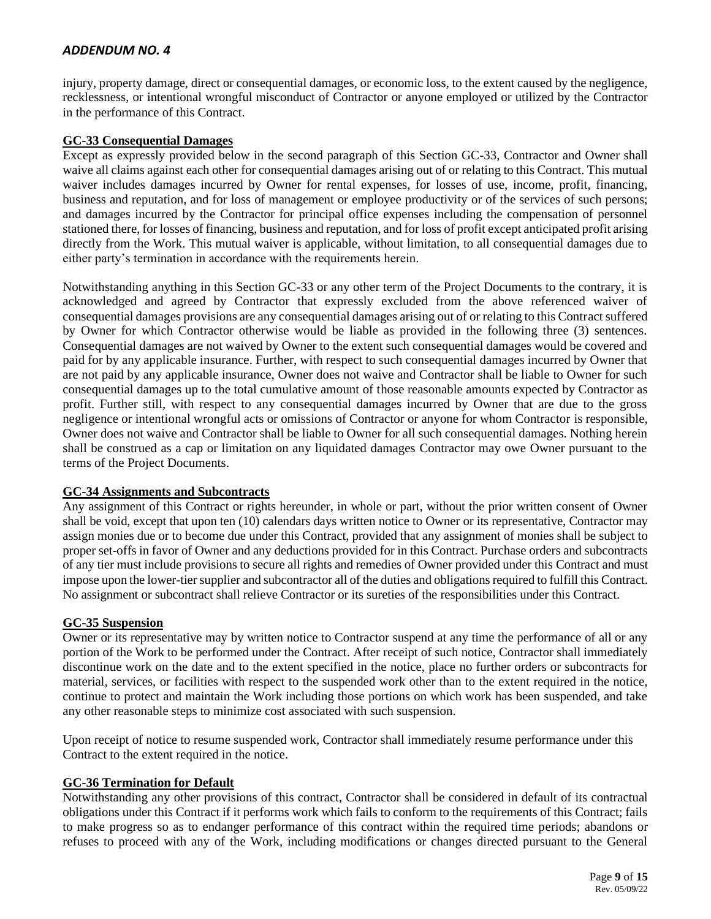injury, property damage, direct or consequential damages, or economic loss, to the extent caused by the negligence, recklessness, or intentional wrongful misconduct of Contractor or anyone employed or utilized by the Contractor in the performance of this Contract.

**GC-33 Consequential Damages**

Except as expressly provided below in the second paragraph of this Section GC-33, Contractor and Owner shall waive all claims against each other for consequential damages arising out of or relating to this Contract. This mutual waiver includes damages incurred by Owner for rental expenses, for losses of use, income, profit, financing, business and reputation, and for loss of management or employee productivity or of the services of such persons; and damages incurred by the Contractor for principal office expenses including the compensation of personnel stationed there, for losses of financing, business and reputation, and for loss of profit except anticipated profit arising directly from the Work. This mutual waiver is applicable, without limitation, to all consequential damages due to either party's termination in accordance with the requirements herein.

Notwithstanding anything in this Section GC-33 or any other term of the Project Documents to the contrary, it is acknowledged and agreed by Contractor that expressly excluded from the above referenced waiver of consequential damages provisions are any consequential damages arising out of or relating to this Contract suffered by Owner for which Contractor otherwise would be liable as provided in the following three (3) sentences. Consequential damages are not waived by Owner to the extent such consequential damages would be covered and paid for by any applicable insurance. Further, with respect to such consequential damages incurred by Owner that are not paid by any applicable insurance, Owner does not waive and Contractor shall be liable to Owner for such consequential damages up to the total cumulative amount of those reasonable amounts expected by Contractor as profit. Further still, with respect to any consequential damages incurred by Owner that are due to the gross negligence or intentional wrongful acts or omissions of Contractor or anyone for whom Contractor is responsible, Owner does not waive and Contractor shall be liable to Owner for all such consequential damages. Nothing herein shall be construed as a cap or limitation on any liquidated damages Contractor may owe Owner pursuant to the terms of the Project Documents.

**GC-34 Assignments and Subcontracts**

Any assignment of this Contract or rights hereunder, in whole or part, without the prior written consent of Owner shall be void, except that upon ten (10) calendars days written notice to Owner or its representative, Contractor may assign monies due or to become due under this Contract, provided that any assignment of monies shall be subject to proper set-offs in favor of Owner and any deductions provided for in this Contract. Purchase orders and subcontracts of any tier must include provisions to secure all rights and remedies of Owner provided under this Contract and must impose upon the lower-tier supplier and subcontractor all of the duties and obligations required to fulfill this Contract. No assignment or subcontract shall relieve Contractor or its sureties of the responsibilities under this Contract.

**GC-35 Suspension**

Owner or its representative may by written notice to Contractor suspend at any time the performance of all or any portion of the Work to be performed under the Contract. After receipt of such notice, Contractor shall immediately discontinue work on the date and to the extent specified in the notice, place no further orders or subcontracts for material, services, or facilities with respect to the suspended work other than to the extent required in the notice, continue to protect and maintain the Work including those portions on which work has been suspended, and take any other reasonable steps to minimize cost associated with such suspension.

Upon receipt of notice to resume suspended work, Contractor shall immediately resume performance under this Contract to the extent required in the notice.

**GC-36 Termination for Default**

Notwithstanding any other provisions of this contract, Contractor shall be considered in default of its contractual obligations under this Contract if it performs work which fails to conform to the requirements of this Contract; fails to make progress so as to endanger performance of this contract within the required time periods; abandons or refuses to proceed with any of the Work, including modifications or changes directed pursuant to the General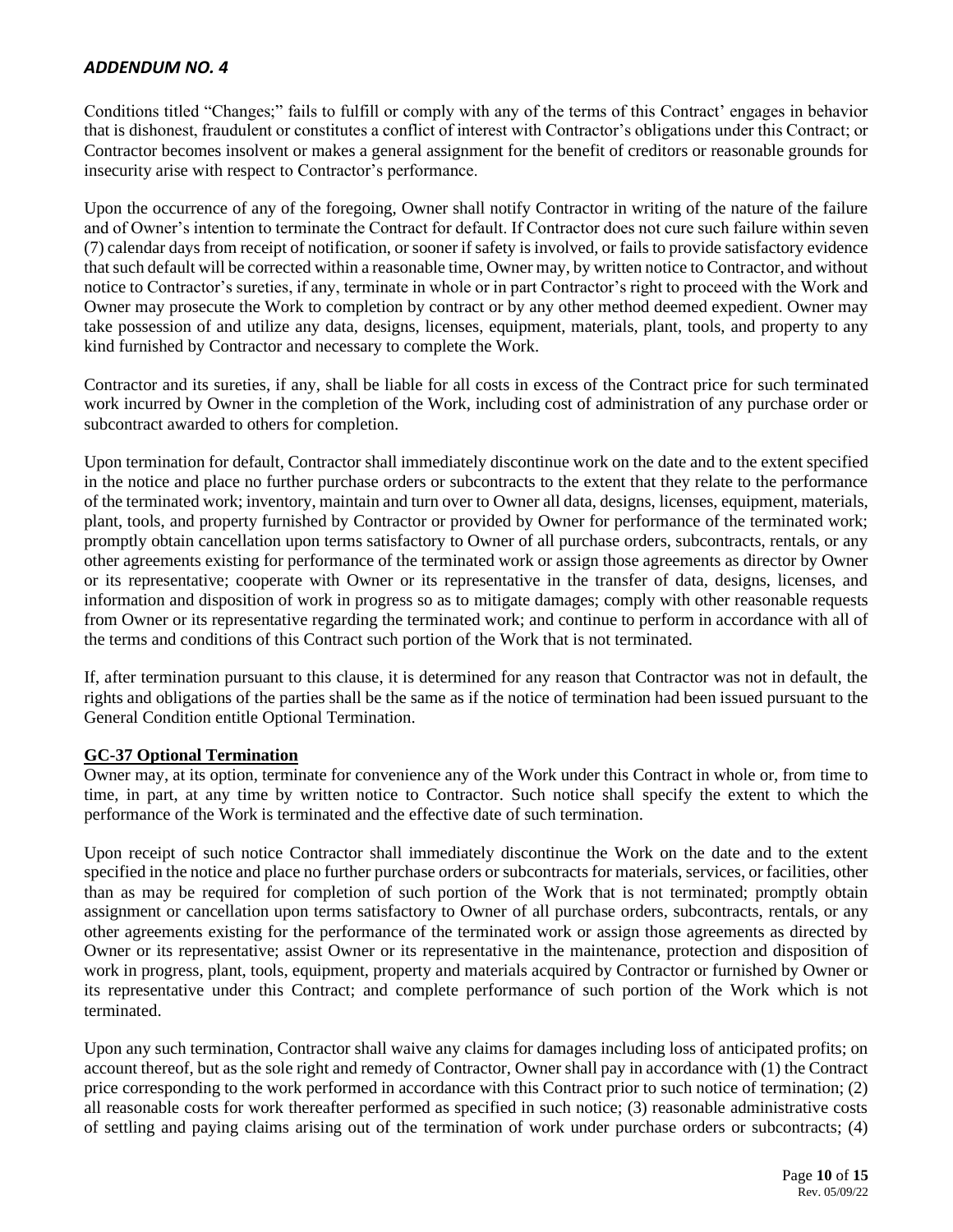## *ADDENDUM NO. 4*

Conditions titled "Changes;" fails to fulfill or comply with any of the terms of this Contract' engages in behavior that is dishonest, fraudulent or constitutes a conflict of interest with Contractor's obligations under this Contract; or Contractor becomes insolvent or makes a general assignment for the benefit of creditors or reasonable grounds for insecurity arise with respect to Contractor's performance.

Upon the occurrence of any of the foregoing, Owner shall notify Contractor in writing of the nature of the failure and of Owner's intention to terminate the Contract for default. If Contractor does not cure such failure within seven (7) calendar days from receipt of notification, or sooner if safety is involved, or fails to provide satisfactory evidence that such default will be corrected within a reasonable time, Owner may, by written notice to Contractor, and without notice to Contractor's sureties, if any, terminate in whole or in part Contractor's right to proceed with the Work and Owner may prosecute the Work to completion by contract or by any other method deemed expedient. Owner may take possession of and utilize any data, designs, licenses, equipment, materials, plant, tools, and property to any kind furnished by Contractor and necessary to complete the Work.

Contractor and its sureties, if any, shall be liable for all costs in excess of the Contract price for such terminated work incurred by Owner in the completion of the Work, including cost of administration of any purchase order or subcontract awarded to others for completion.

Upon termination for default, Contractor shall immediately discontinue work on the date and to the extent specified in the notice and place no further purchase orders or subcontracts to the extent that they relate to the performance of the terminated work; inventory, maintain and turn over to Owner all data, designs, licenses, equipment, materials, plant, tools, and property furnished by Contractor or provided by Owner for performance of the terminated work; promptly obtain cancellation upon terms satisfactory to Owner of all purchase orders, subcontracts, rentals, or any other agreements existing for performance of the terminated work or assign those agreements as director by Owner or its representative; cooperate with Owner or its representative in the transfer of data, designs, licenses, and information and disposition of work in progress so as to mitigate damages; comply with other reasonable requests from Owner or its representative regarding the terminated work; and continue to perform in accordance with all of the terms and conditions of this Contract such portion of the Work that is not terminated.

If, after termination pursuant to this clause, it is determined for any reason that Contractor was not in default, the rights and obligations of the parties shall be the same as if the notice of termination had been issued pursuant to the General Condition entitle Optional Termination.

### GC-37 Optional Termination

Owner may, at its option, terminate for convenience any of the Work under this Contract in whole or, from time to time, in part, at any time by written notice to Contractor. Such notice shall specify the extent to which the performance of the Work is terminated and the effective date of such termination.

Upon receipt of such notice Contractor shall immediately discontinue the Work on the date and to the extent specified in the notice and place no further purchase orders or subcontracts for materials, services, or facilities, other than as may be required for completion of such portion of the Work that is not terminated; promptly obtain assignment or cancellation upon terms satisfactory to Owner of all purchase orders, subcontracts, rentals, or any other agreements existing for the performance of the terminated work or assign those agreements as directed by Owner or its representative; assist Owner or its representative in the maintenance, protection and disposition of work in progress, plant, tools, equipment, property and materials acquired by Contractor or furnished by Owner or its representative under this Contract; and complete performance of such portion of the Work which is not terminated.

Upon any such termination, Contractor shall waive any claims for damages including loss of anticipated profits; on account thereof, but as the sole right and remedy of Contractor, Owner shall pay in accordance with (1) the Contract price corresponding to the work performed in accordance with this Contract prior to such notice of termination; (2) all reasonable costs for work thereafter performed as specified in such notice; (3) reasonable administrative costs of settling and paying claims arising out of the termination of work under purchase orders or subcontracts; (4)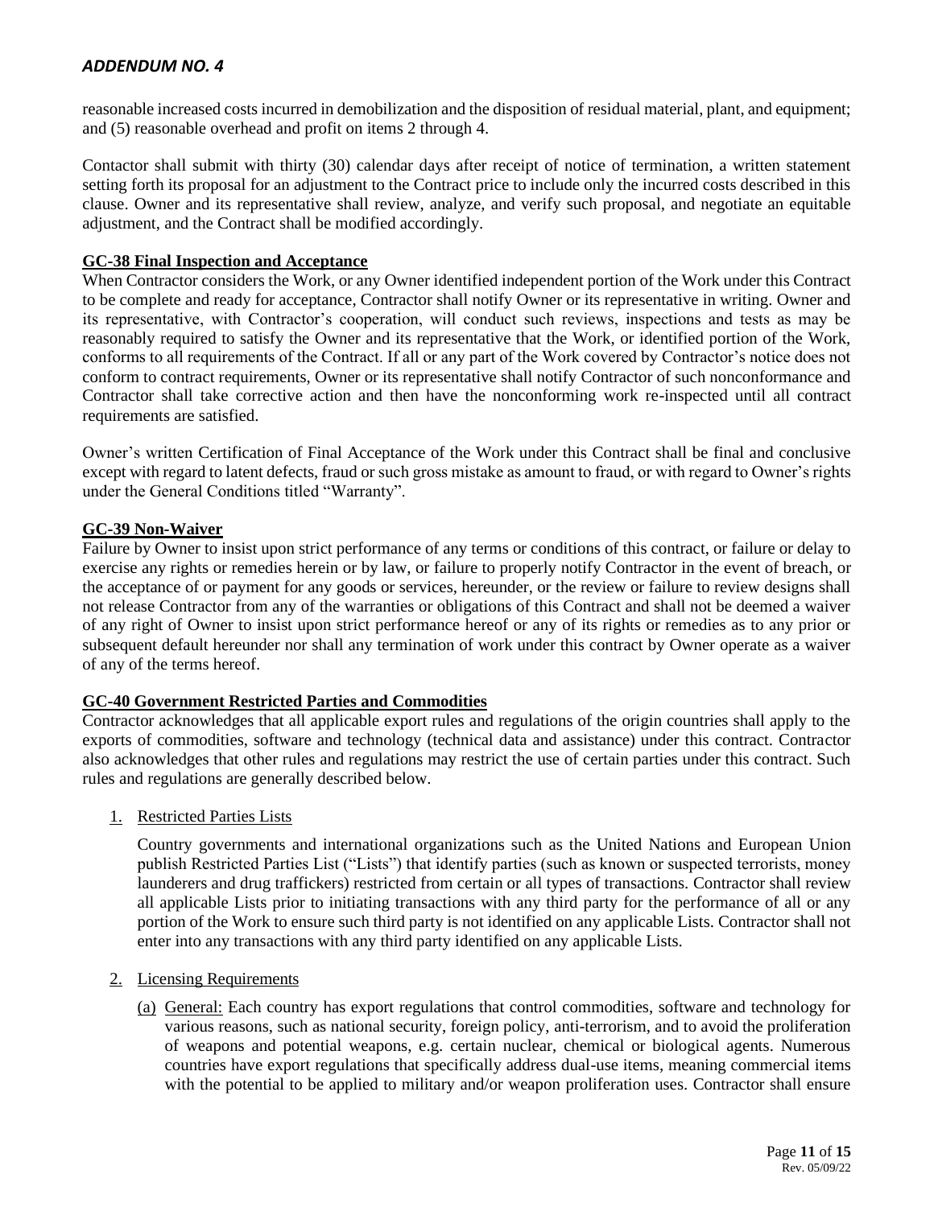reasonable increased costs incurred in demobilization and the disposition of residual material, plant, and equipment; and (5) reasonable overhead and profit on items 2 through 4.

Contactor shall submit with thirty (30) calendar days after receipt of notice of termination, a written statement setting forth its proposal for an adjustment to the Contract price to include only the incurred costs described in this clause. Owner and its representative shall review, analyze, and verify such proposal, and negotiate an equitable adjustment, and the Contract shall be modified accordingly.

**GC-38 Final Inspection and Acceptance**

When Contractor considers the Work, or any Owner identified independent portion of the Work under this Contract to be complete and ready for acceptance, Contractor shall notify Owner or its representative in writing. Owner and its representative, with Contractor's cooperation, will conduct such reviews, inspections and tests as may be reasonably required to satisfy the Owner and its representative that the Work, or identified portion of the Work, conforms to all requirements of the Contract. If all or any part of the Work covered by Contractor's notice does not conform to contract requirements, Owner or its representative shall notify Contractor of such nonconformance and Contractor shall take corrective action and then have the nonconforming work re-inspected until all contract requirements are satisfied.

Owner's written Certification of Final Acceptance of the Work under this Contract shall be final and conclusive except with regard to latent defects, fraud or such gross mistake as amount to fraud, or with regard to Owner's rights under the General Conditions titled "Warranty".

**GC-39 Non-Waiver**

Failure by Owner to insist upon strict performance of any terms or conditions of this contract, or failure or delay to exercise any rights or remedies herein or by law, or failure to properly notify Contractor in the event of breach, or the acceptance of or payment for any goods or services, hereunder, or the review or failure to review designs shall not release Contractor from any of the warranties or obligations of this Contract and shall not be deemed a waiver of any right of Owner to insist upon strict performance hereof or any of its rights or remedies as to any prior or subsequent default hereunder nor shall any termination of work under this contract by Owner operate as a waiver of any of the terms hereof.

**GC-40 Government Restricted Parties and Commodities**

Contractor acknowledges that all applicable export rules and regulations of the origin countries shall apply to the exports of commodities, software and technology (technical data and assistance) under this contract. Contractor also acknowledges that other rules and regulations may restrict the use of certain parties under this contract. Such rules and regulations are generally described below.

1. Restricted Parties Lists

   Country governments and international organizations such as the United Nations and European Union publish Restricted Parties List ("Lists") that identify parties (such as known or suspected terrorists, money launderers and drug traffickers) restricted from certain or all types of transactions. Contractor shall review all applicable Lists prior to initiating transactions with any third party for the performance of all or any portion of the Work to ensure such third party is not identified on any applicable Lists. Contractor shall not enter into any transactions with any third party identified on any applicable Lists.

2. Licensing Requirements

   (a) General: Each country has export regulations that control commodities, software and technology for various reasons, such as national security, foreign policy, anti-terrorism, and to avoid the proliferation of weapons and potential weapons, e.g. certain nuclear, chemical or biological agents. Numerous countries have export regulations that specifically address dual-use items, meaning commercial items with the potential to be applied to military and/or weapon proliferation uses. Contractor shall ensure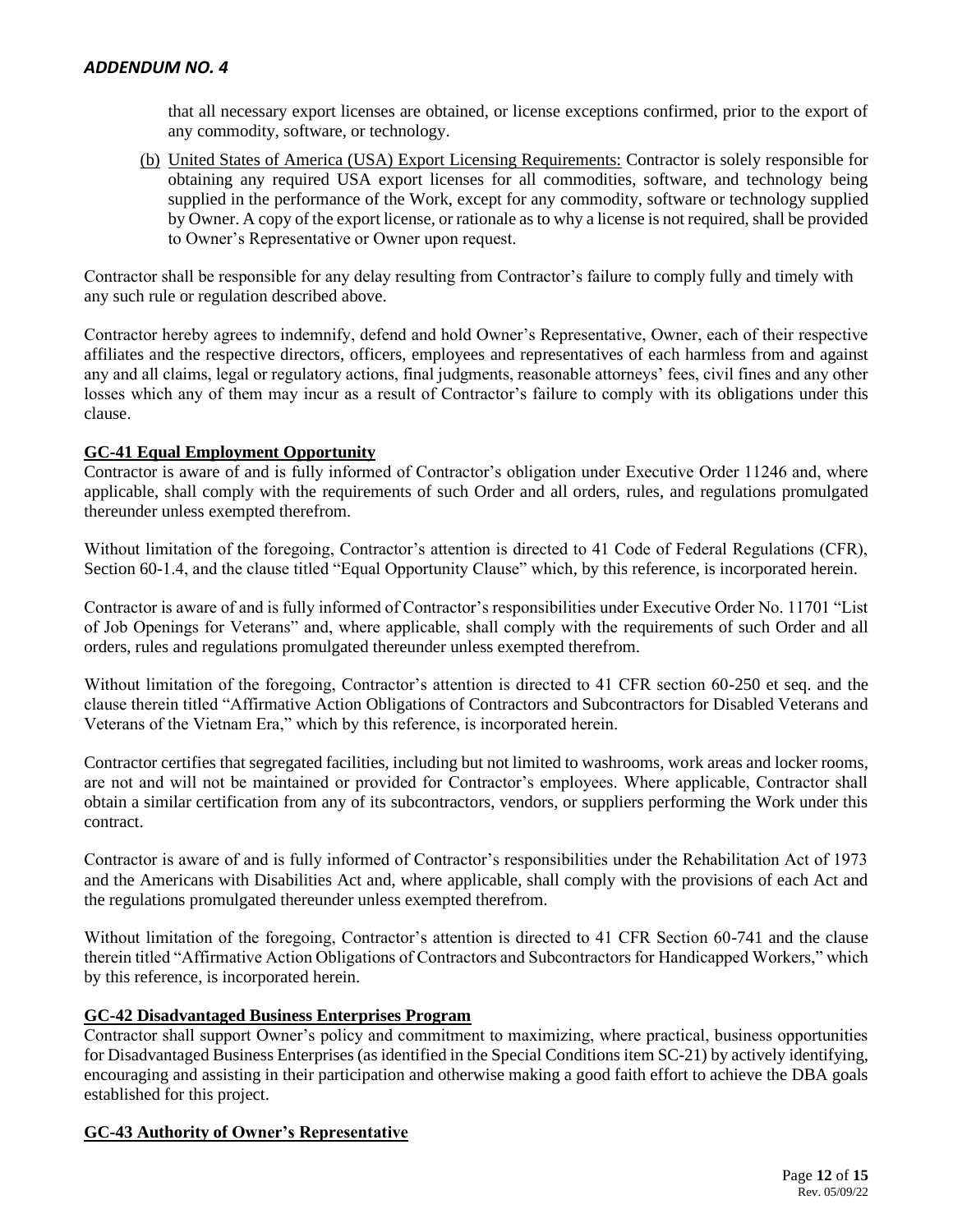that all necessary export licenses are obtained, or license exceptions confirmed, prior to the export of any commodity, software, or technology.

(b) United States of America (USA) Export Licensing Requirements: Contractor is solely responsible for obtaining any required USA export licenses for all commodities, software, and technology being supplied in the performance of the Work, except for any commodity, software or technology supplied by Owner. A copy of the export license, or rationale as to why a license is not required, shall be provided to Owner's Representative or Owner upon request.

Contractor shall be responsible for any delay resulting from Contractor's failure to comply fully and timely with any such rule or regulation described above.

Contractor hereby agrees to indemnify, defend and hold Owner's Representative, Owner, each of their respective affiliates and the respective directors, officers, employees and representatives of each harmless from and against any and all claims, legal or regulatory actions, final judgments, reasonable attorneys' fees, civil fines and any other losses which any of them may incur as a result of Contractor's failure to comply with its obligations under this clause.

**GC-41 Equal Employment Opportunity**

Contractor is aware of and is fully informed of Contractor's obligation under Executive Order 11246 and, where applicable, shall comply with the requirements of such Order and all orders, rules, and regulations promulgated thereunder unless exempted therefrom.

Without limitation of the foregoing, Contractor's attention is directed to 41 Code of Federal Regulations (CFR), Section 60-1.4, and the clause titled "Equal Opportunity Clause" which, by this reference, is incorporated herein.

Contractor is aware of and is fully informed of Contractor's responsibilities under Executive Order No. 11701 "List of Job Openings for Veterans" and, where applicable, shall comply with the requirements of such Order and all orders, rules and regulations promulgated thereunder unless exempted therefrom.

Without limitation of the foregoing, Contractor's attention is directed to 41 CFR section 60-250 et seq. and the clause therein titled "Affirmative Action Obligations of Contractors and Subcontractors for Disabled Veterans and Veterans of the Vietnam Era," which by this reference, is incorporated herein.

Contractor certifies that segregated facilities, including but not limited to washrooms, work areas and locker rooms, are not and will not be maintained or provided for Contractor's employees. Where applicable, Contractor shall obtain a similar certification from any of its subcontractors, vendors, or suppliers performing the Work under this contract.

Contractor is aware of and is fully informed of Contractor's responsibilities under the Rehabilitation Act of 1973 and the Americans with Disabilities Act and, where applicable, shall comply with the provisions of each Act and the regulations promulgated thereunder unless exempted therefrom.

Without limitation of the foregoing, Contractor's attention is directed to 41 CFR Section 60-741 and the clause therein titled "Affirmative Action Obligations of Contractors and Subcontractors for Handicapped Workers," which by this reference, is incorporated herein.

**GC-42 Disadvantaged Business Enterprises Program**

Contractor shall support Owner's policy and commitment to maximizing, where practical, business opportunities for Disadvantaged Business Enterprises (as identified in the Special Conditions item SC-21) by actively identifying, encouraging and assisting in their participation and otherwise making a good faith effort to achieve the DBA goals established for this project.

**GC-43 Authority of Owner's Representative**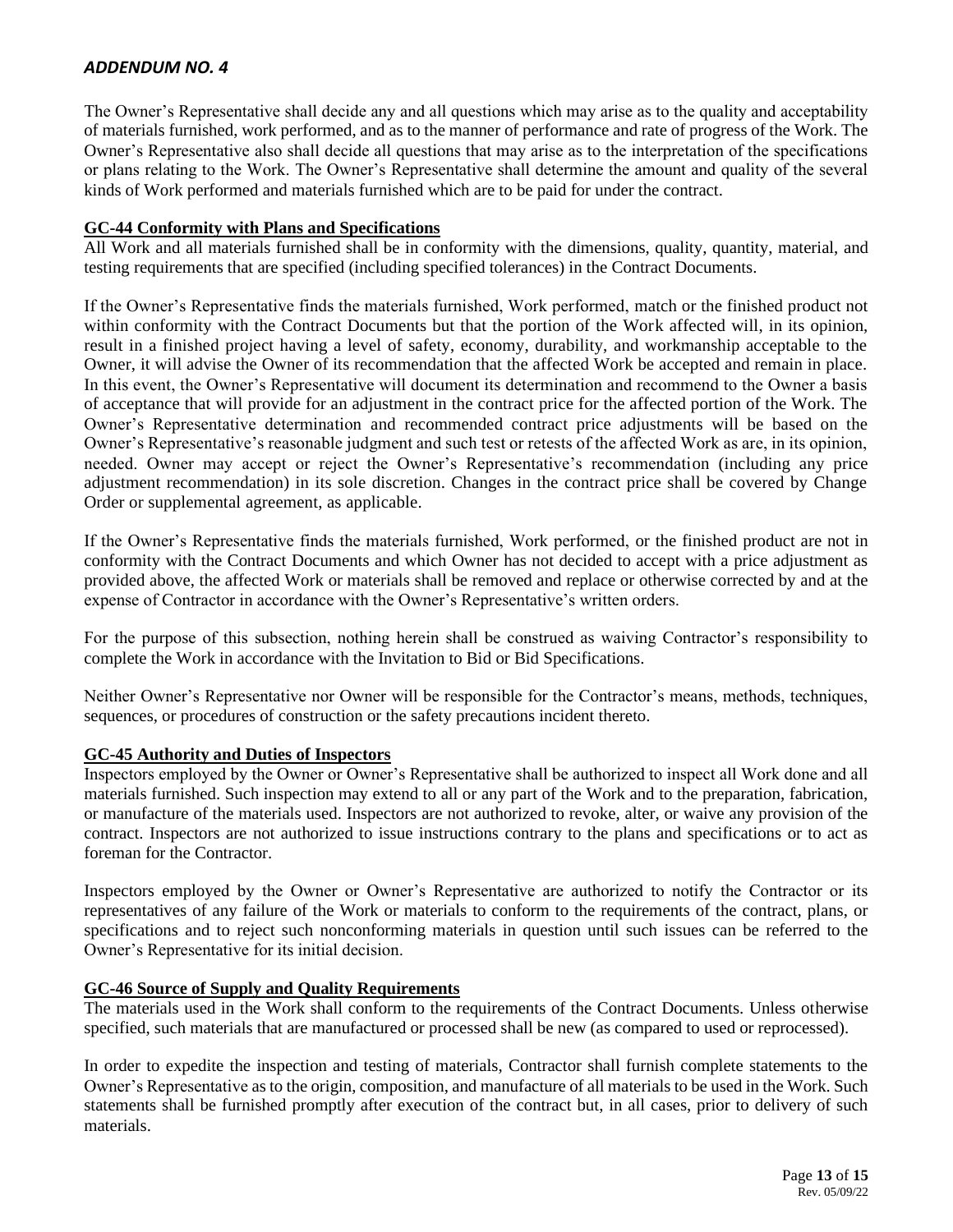*ADDENDUM NO. 4*

The Owner's Representative shall decide any and all questions which may arise as to the quality and acceptability of materials furnished, work performed, and as to the manner of performance and rate of progress of the Work. The Owner's Representative also shall decide all questions that may arise as to the interpretation of the specifications or plans relating to the Work. The Owner's Representative shall determine the amount and quality of the several kinds of Work performed and materials furnished which are to be paid for under the contract.

**GC-44 Conformity with Plans and Specifications**

All Work and all materials furnished shall be in conformity with the dimensions, quality, quantity, material, and testing requirements that are specified (including specified tolerances) in the Contract Documents.

If the Owner's Representative finds the materials furnished, Work performed, match or the finished product not within conformity with the Contract Documents but that the portion of the Work affected will, in its opinion, result in a finished project having a level of safety, economy, durability, and workmanship acceptable to the Owner, it will advise the Owner of its recommendation that the affected Work be accepted and remain in place. In this event, the Owner's Representative will document its determination and recommend to the Owner a basis of acceptance that will provide for an adjustment in the contract price for the affected portion of the Work. The Owner's Representative determination and recommended contract price adjustments will be based on the Owner's Representative's reasonable judgment and such test or retests of the affected Work as are, in its opinion, needed. Owner may accept or reject the Owner's Representative's recommendation (including any price adjustment recommendation) in its sole discretion. Changes in the contract price shall be covered by Change Order or supplemental agreement, as applicable.

If the Owner's Representative finds the materials furnished, Work performed, or the finished product are not in conformity with the Contract Documents and which Owner has not decided to accept with a price adjustment as provided above, the affected Work or materials shall be removed and replace or otherwise corrected by and at the expense of Contractor in accordance with the Owner's Representative's written orders.

For the purpose of this subsection, nothing herein shall be construed as waiving Contractor's responsibility to complete the Work in accordance with the Invitation to Bid or Bid Specifications.

Neither Owner's Representative nor Owner will be responsible for the Contractor's means, methods, techniques, sequences, or procedures of construction or the safety precautions incident thereto.

**GC-45 Authority and Duties of Inspectors**

Inspectors employed by the Owner or Owner's Representative shall be authorized to inspect all Work done and all materials furnished. Such inspection may extend to all or any part of the Work and to the preparation, fabrication, or manufacture of the materials used. Inspectors are not authorized to revoke, alter, or waive any provision of the contract. Inspectors are not authorized to issue instructions contrary to the plans and specifications or to act as foreman for the Contractor.

Inspectors employed by the Owner or Owner's Representative are authorized to notify the Contractor or its representatives of any failure of the Work or materials to conform to the requirements of the contract, plans, or specifications and to reject such nonconforming materials in question until such issues can be referred to the Owner's Representative for its initial decision.

**GC-46 Source of Supply and Quality Requirements**

The materials used in the Work shall conform to the requirements of the Contract Documents. Unless otherwise specified, such materials that are manufactured or processed shall be new (as compared to used or reprocessed).

In order to expedite the inspection and testing of materials, Contractor shall furnish complete statements to the Owner's Representative as to the origin, composition, and manufacture of all materials to be used in the Work. Such statements shall be furnished promptly after execution of the contract but, in all cases, prior to delivery of such materials.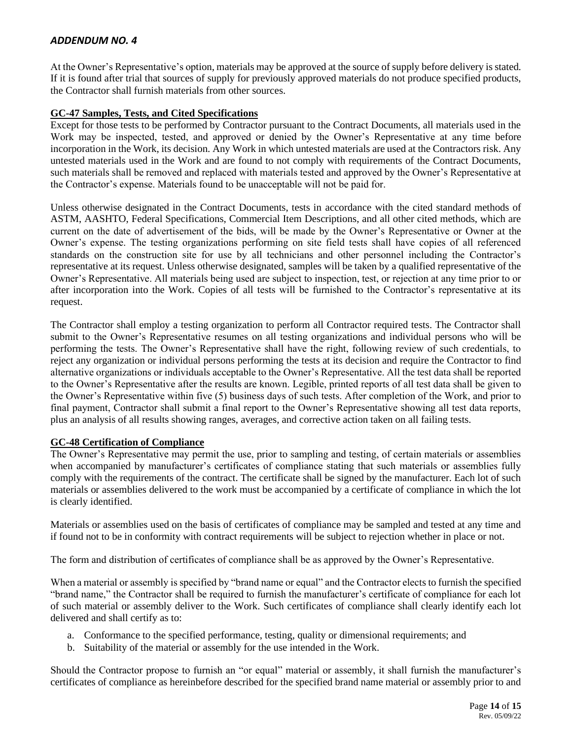*ADDENDUM NO. 4*

At the Owner's Representative's option, materials may be approved at the source of supply before delivery is stated. If it is found after trial that sources of supply for previously approved materials do not produce specified products, the Contractor shall furnish materials from other sources.

## GC-47 Samples, Tests, and Cited Specifications

Except for those tests to be performed by Contractor pursuant to the Contract Documents, all materials used in the Work may be inspected, tested, and approved or denied by the Owner's Representative at any time before incorporation in the Work, its decision. Any Work in which untested materials are used at the Contractors risk. Any untested materials used in the Work and are found to not comply with requirements of the Contract Documents, such materials shall be removed and replaced with materials tested and approved by the Owner's Representative at the Contractor's expense. Materials found to be unacceptable will not be paid for.

Unless otherwise designated in the Contract Documents, tests in accordance with the cited standard methods of ASTM, AASHTO, Federal Specifications, Commercial Item Descriptions, and all other cited methods, which are current on the date of advertisement of the bids, will be made by the Owner's Representative or Owner at the Owner's expense. The testing organizations performing on site field tests shall have copies of all referenced standards on the construction site for use by all technicians and other personnel including the Contractor's representative at its request. Unless otherwise designated, samples will be taken by a qualified representative of the Owner's Representative. All materials being used are subject to inspection, test, or rejection at any time prior to or after incorporation into the Work. Copies of all tests will be furnished to the Contractor's representative at its request.

The Contractor shall employ a testing organization to perform all Contractor required tests. The Contractor shall submit to the Owner's Representative resumes on all testing organizations and individual persons who will be performing the tests. The Owner's Representative shall have the right, following review of such credentials, to reject any organization or individual persons performing the tests at its decision and require the Contractor to find alternative organizations or individuals acceptable to the Owner's Representative. All the test data shall be reported to the Owner's Representative after the results are known. Legible, printed reports of all test data shall be given to the Owner's Representative within five (5) business days of such tests. After completion of the Work, and prior to final payment, Contractor shall submit a final report to the Owner's Representative showing all test data reports, plus an analysis of all results showing ranges, averages, and corrective action taken on all failing tests.

## GC-48 Certification of Compliance

The Owner's Representative may permit the use, prior to sampling and testing, of certain materials or assemblies when accompanied by manufacturer's certificates of compliance stating that such materials or assemblies fully comply with the requirements of the contract. The certificate shall be signed by the manufacturer. Each lot of such materials or assemblies delivered to the work must be accompanied by a certificate of compliance in which the lot is clearly identified.

Materials or assemblies used on the basis of certificates of compliance may be sampled and tested at any time and if found not to be in conformity with contract requirements will be subject to rejection whether in place or not.

The form and distribution of certificates of compliance shall be as approved by the Owner's Representative.

When a material or assembly is specified by "brand name or equal" and the Contractor elects to furnish the specified "brand name," the Contractor shall be required to furnish the manufacturer's certificate of compliance for each lot of such material or assembly deliver to the Work. Such certificates of compliance shall clearly identify each lot delivered and shall certify as to:

a. Conformance to the specified performance, testing, quality or dimensional requirements; and
b. Suitability of the material or assembly for the use intended in the Work.

Should the Contractor propose to furnish an "or equal" material or assembly, it shall furnish the manufacturer's certificates of compliance as hereinbefore described for the specified brand name material or assembly prior to and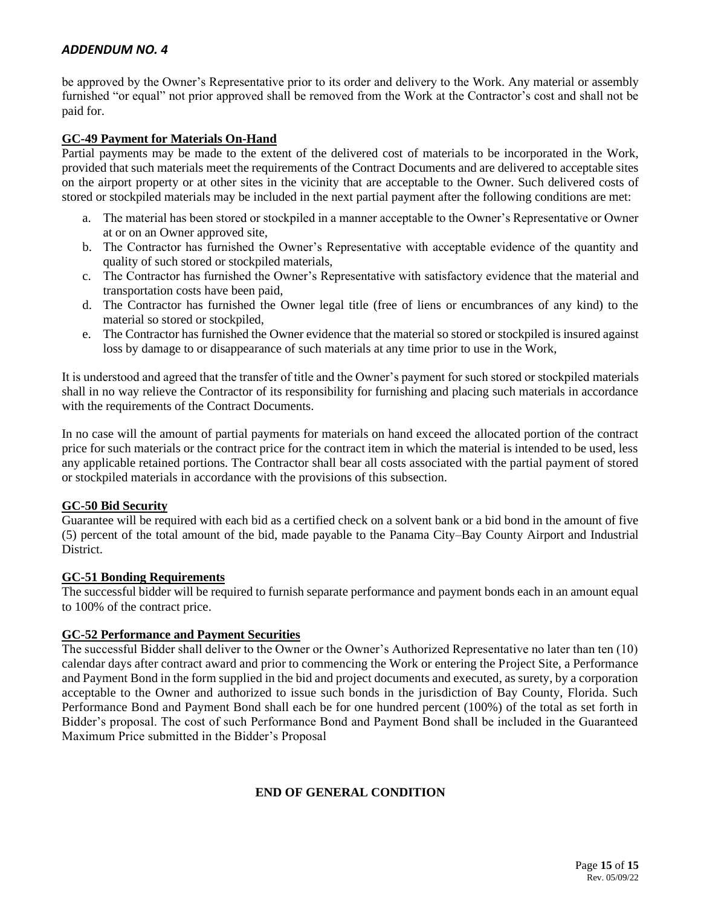be approved by the Owner's Representative prior to its order and delivery to the Work. Any material or assembly furnished "or equal" not prior approved shall be removed from the Work at the Contractor's cost and shall not be paid for.

**GC-49 Payment for Materials On-Hand**

Partial payments may be made to the extent of the delivered cost of materials to be incorporated in the Work, provided that such materials meet the requirements of the Contract Documents and are delivered to acceptable sites on the airport property or at other sites in the vicinity that are acceptable to the Owner. Such delivered costs of stored or stockpiled materials may be included in the next partial payment after the following conditions are met:

a. The material has been stored or stockpiled in a manner acceptable to the Owner's Representative or Owner at or on an Owner approved site,
b. The Contractor has furnished the Owner's Representative with acceptable evidence of the quantity and quality of such stored or stockpiled materials,
c. The Contractor has furnished the Owner's Representative with satisfactory evidence that the material and transportation costs have been paid,
d. The Contractor has furnished the Owner legal title (free of liens or encumbrances of any kind) to the material so stored or stockpiled,
e. The Contractor has furnished the Owner evidence that the material so stored or stockpiled is insured against loss by damage to or disappearance of such materials at any time prior to use in the Work,

It is understood and agreed that the transfer of title and the Owner's payment for such stored or stockpiled materials shall in no way relieve the Contractor of its responsibility for furnishing and placing such materials in accordance with the requirements of the Contract Documents.

In no case will the amount of partial payments for materials on hand exceed the allocated portion of the contract price for such materials or the contract price for the contract item in which the material is intended to be used, less any applicable retained portions. The Contractor shall bear all costs associated with the partial payment of stored or stockpiled materials in accordance with the provisions of this subsection.

**GC-50 Bid Security**

Guarantee will be required with each bid as a certified check on a solvent bank or a bid bond in the amount of five (5) percent of the total amount of the bid, made payable to the Panama City–Bay County Airport and Industrial District.

**GC-51 Bonding Requirements**

The successful bidder will be required to furnish separate performance and payment bonds each in an amount equal to 100% of the contract price.

**GC-52 Performance and Payment Securities**

The successful Bidder shall deliver to the Owner or the Owner's Authorized Representative no later than ten (10) calendar days after contract award and prior to commencing the Work or entering the Project Site, a Performance and Payment Bond in the form supplied in the bid and project documents and executed, as surety, by a corporation acceptable to the Owner and authorized to issue such bonds in the jurisdiction of Bay County, Florida. Such Performance Bond and Payment Bond shall each be for one hundred percent (100%) of the total as set forth in Bidder's proposal. The cost of such Performance Bond and Payment Bond shall be included in the Guaranteed Maximum Price submitted in the Bidder's Proposal

**END OF GENERAL CONDITION**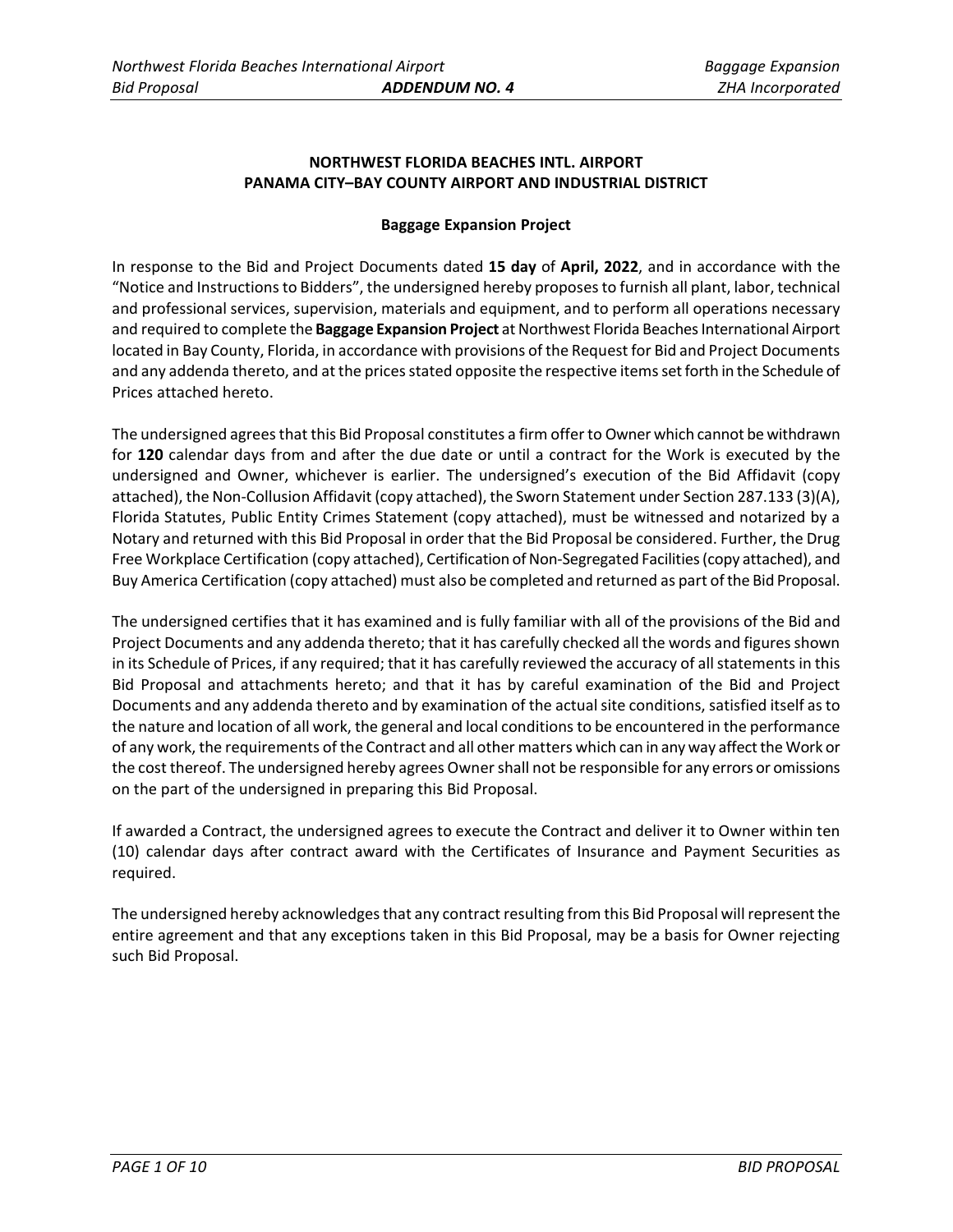**NORTHWEST FLORIDA BEACHES INTL. AIRPORT**
**PANAMA CITY–BAY COUNTY AIRPORT AND INDUSTRIAL DISTRICT**

**Baggage Expansion Project**

In response to the Bid and Project Documents dated **15 day** of **April, 2022**, and in accordance with the "Notice and Instructions to Bidders", the undersigned hereby proposes to furnish all plant, labor, technical and professional services, supervision, materials and equipment, and to perform all operations necessary and required to complete the **Baggage Expansion Project** at Northwest Florida Beaches International Airport located in Bay County, Florida, in accordance with provisions of the Request for Bid and Project Documents and any addenda thereto, and at the prices stated opposite the respective items set forth in the Schedule of Prices attached hereto.

The undersigned agrees that this Bid Proposal constitutes a firm offer to Owner which cannot be withdrawn for **120** calendar days from and after the due date or until a contract for the Work is executed by the undersigned and Owner, whichever is earlier. The undersigned's execution of the Bid Affidavit (copy attached), the Non-Collusion Affidavit (copy attached), the Sworn Statement under Section 287.133 (3)(A), Florida Statutes, Public Entity Crimes Statement (copy attached), must be witnessed and notarized by a Notary and returned with this Bid Proposal in order that the Bid Proposal be considered. Further, the Drug Free Workplace Certification (copy attached), Certification of Non-Segregated Facilities (copy attached), and Buy America Certification (copy attached) must also be completed and returned as part of the Bid Proposal.

The undersigned certifies that it has examined and is fully familiar with all of the provisions of the Bid and Project Documents and any addenda thereto; that it has carefully checked all the words and figures shown in its Schedule of Prices, if any required; that it has carefully reviewed the accuracy of all statements in this Bid Proposal and attachments hereto; and that it has by careful examination of the Bid and Project Documents and any addenda thereto and by examination of the actual site conditions, satisfied itself as to the nature and location of all work, the general and local conditions to be encountered in the performance of any work, the requirements of the Contract and all other matters which can in any way affect the Work or the cost thereof. The undersigned hereby agrees Owner shall not be responsible for any errors or omissions on the part of the undersigned in preparing this Bid Proposal.

If awarded a Contract, the undersigned agrees to execute the Contract and deliver it to Owner within ten (10) calendar days after contract award with the Certificates of Insurance and Payment Securities as required.

The undersigned hereby acknowledges that any contract resulting from this Bid Proposal will represent the entire agreement and that any exceptions taken in this Bid Proposal, may be a basis for Owner rejecting such Bid Proposal.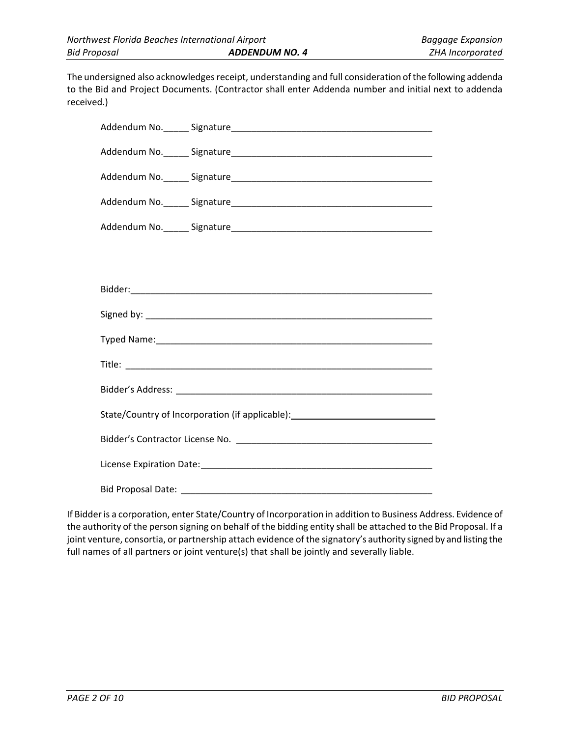The undersigned also acknowledges receipt, understanding and full consideration of the following addenda to the Bid and Project Documents. (Contractor shall enter Addenda number and initial next to addenda received.)

Addendum No._____ Signature________________________________________

Addendum No._____ Signature________________________________________

Addendum No._____ Signature________________________________________

Addendum No._____ Signature________________________________________

Addendum No._____ Signature________________________________________

Bidder:____________________________________________________________

Signed by: _________________________________________________________

Typed Name:________________________________________________________

Title: _____________________________________________________________

Bidder's Address: ____________________________________________________

State/Country of Incorporation (if applicable):_____________________________

Bidder's Contractor License No. _______________________________________

License Expiration Date:_______________________________________________

Bid Proposal Date: ___________________________________________________

If Bidder is a corporation, enter State/Country of Incorporation in addition to Business Address. Evidence of the authority of the person signing on behalf of the bidding entity shall be attached to the Bid Proposal. If a joint venture, consortia, or partnership attach evidence of the signatory's authority signed by and listing the full names of all partners or joint venture(s) that shall be jointly and severally liable.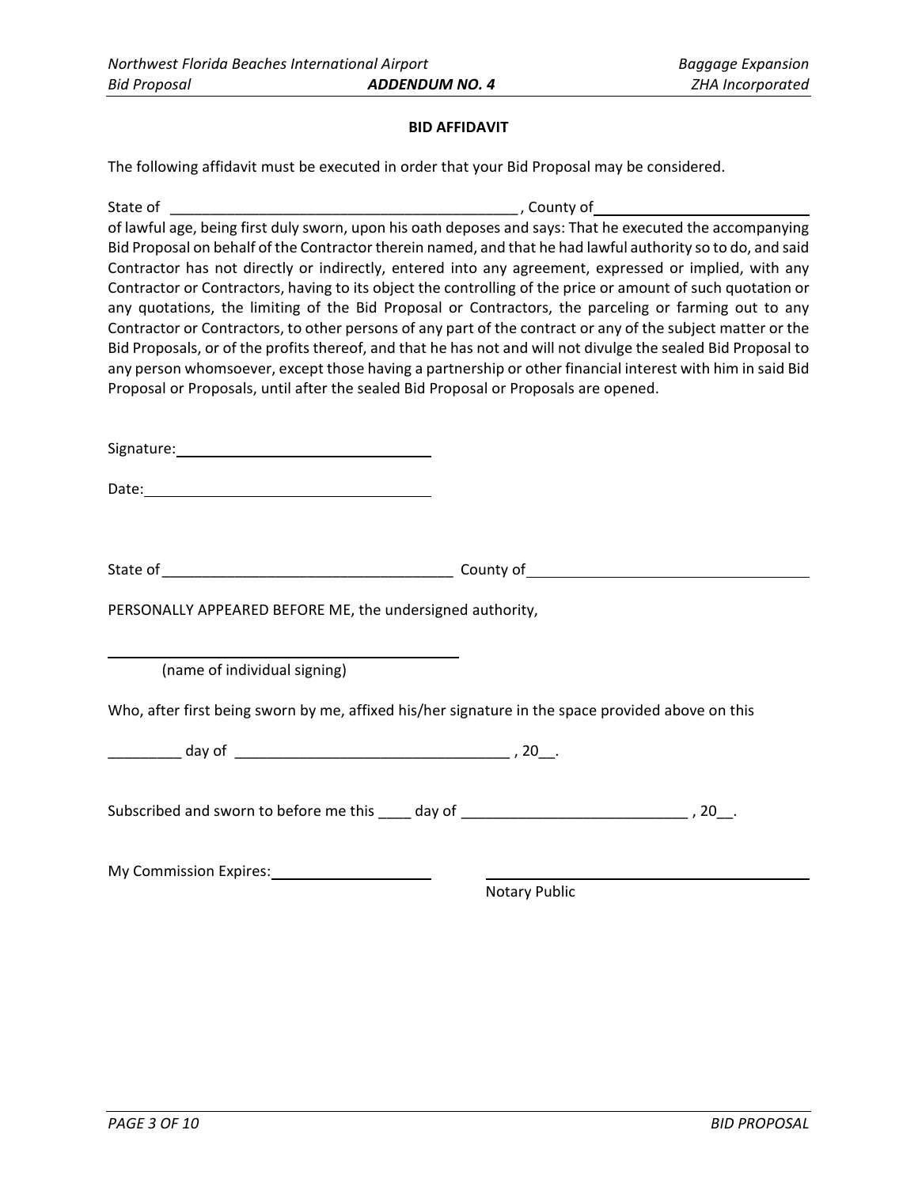## BID AFFIDAVIT

The following affidavit must be executed in order that your Bid Proposal may be considered.

State of ___________________________________________ , County of ___________________________
of lawful age, being first duly sworn, upon his oath deposes and says: That he executed the accompanying Bid Proposal on behalf of the Contractor therein named, and that he had lawful authority so to do, and said Contractor has not directly or indirectly, entered into any agreement, expressed or implied, with any Contractor or Contractors, having to its object the controlling of the price or amount of such quotation or any quotations, the limiting of the Bid Proposal or Contractors, the parceling or farming out to any Contractor or Contractors, to other persons of any part of the contract or any of the subject matter or the Bid Proposals, or of the profits thereof, and that he has not and will not divulge the sealed Bid Proposal to any person whomsoever, except those having a partnership or other financial interest with him in said Bid Proposal or Proposals, until after the sealed Bid Proposal or Proposals are opened.

Signature: ________________________________

Date: ________________________________

State of ___________________________________ County of ___________________________________

PERSONALLY APPEARED BEFORE ME, the undersigned authority,

________________________________________
(name of individual signing)

Who, after first being sworn by me, affixed his/her signature in the space provided above on this

_________ day of _________________________________ , 20__.

Subscribed and sworn to before me this ____ day of ___________________________ , 20__.

My Commission Expires: ____________________ ________________________________________
Notary Public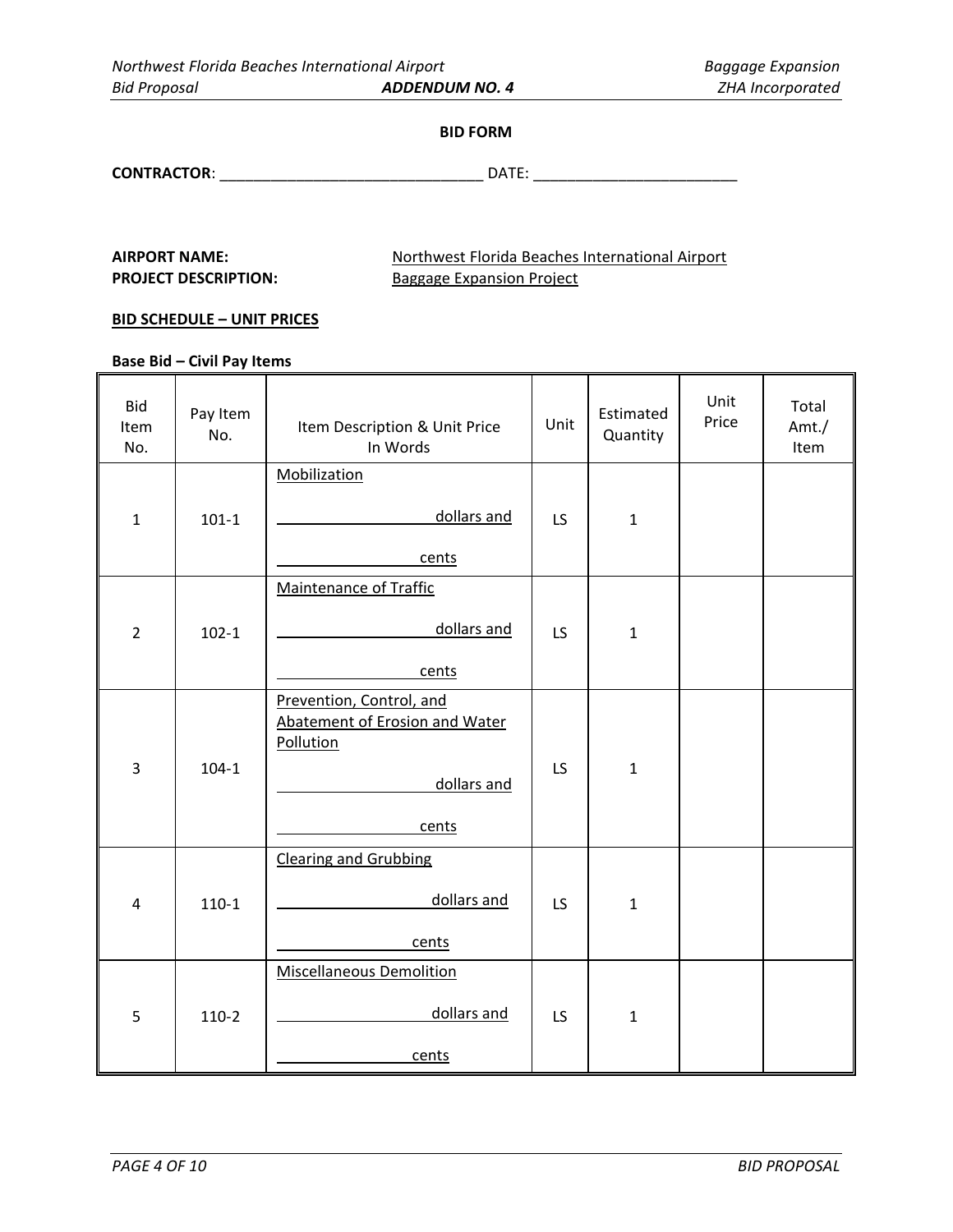**BID FORM**

**CONTRACTOR**: ______________________________ DATE: _______________________

**AIRPORT NAME:** Northwest Florida Beaches International Airport
**PROJECT DESCRIPTION:** Baggage Expansion Project

**BID SCHEDULE – UNIT PRICES**

**Base Bid – Civil Pay Items**

| Bid Item No. | Pay Item No. | Item Description & Unit Price In Words | Unit | Estimated Quantity | Unit Price | Total Amt./ Item |
|---|---|---|---|---|---|---|
| 1 | 101-1 | Mobilization<br>__________________ dollars and<br>________________ cents | LS | 1 | | |
| 2 | 102-1 | Maintenance of Traffic<br>__________________ dollars and<br>________________ cents | LS | 1 | | |
| 3 | 104-1 | Prevention, Control, and Abatement of Erosion and Water Pollution<br>__________________ dollars and<br>________________ cents | LS | 1 | | |
| 4 | 110-1 | Clearing and Grubbing<br>__________________ dollars and<br>________________ cents | LS | 1 | | |
| 5 | 110-2 | Miscellaneous Demolition<br>__________________ dollars and<br>________________ cents | LS | 1 | | |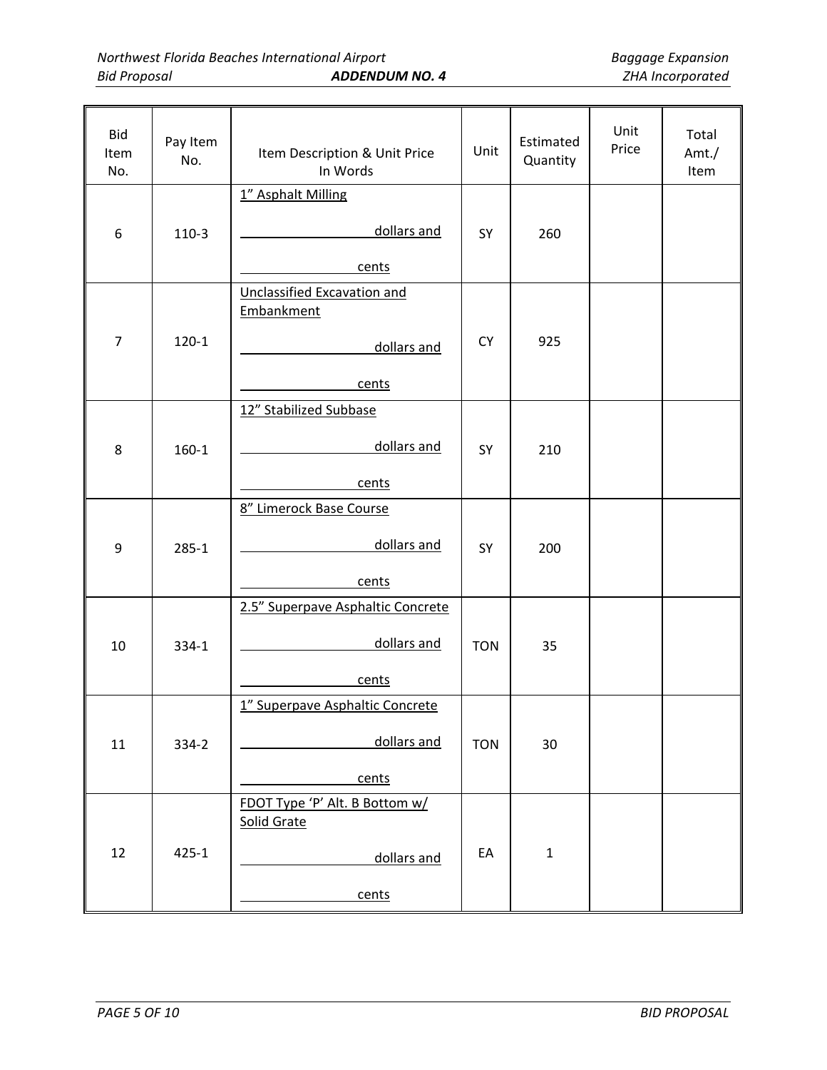| Bid Item No. | Pay Item No. | Item Description & Unit Price In Words | Unit | Estimated Quantity | Unit Price | Total Amt./ Item |
|---|---|---|---|---|---|---|
| 6 | 110-3 | 1" Asphalt Milling<br><br>__________ dollars and<br><br>__________ cents | SY | 260 | | |
| 7 | 120-1 | Unclassified Excavation and Embankment<br><br>__________ dollars and<br><br>__________ cents | CY | 925 | | |
| 8 | 160-1 | 12" Stabilized Subbase<br><br>__________ dollars and<br><br>__________ cents | SY | 210 | | |
| 9 | 285-1 | 8" Limerock Base Course<br><br>__________ dollars and<br><br>__________ cents | SY | 200 | | |
| 10 | 334-1 | 2.5" Superpave Asphaltic Concrete<br><br>__________ dollars and<br><br>__________ cents | TON | 35 | | |
| 11 | 334-2 | 1" Superpave Asphaltic Concrete<br><br>__________ dollars and<br><br>__________ cents | TON | 30 | | |
| 12 | 425-1 | FDOT Type 'P' Alt. B Bottom w/ Solid Grate<br><br>__________ dollars and<br><br>__________ cents | EA | 1 | | |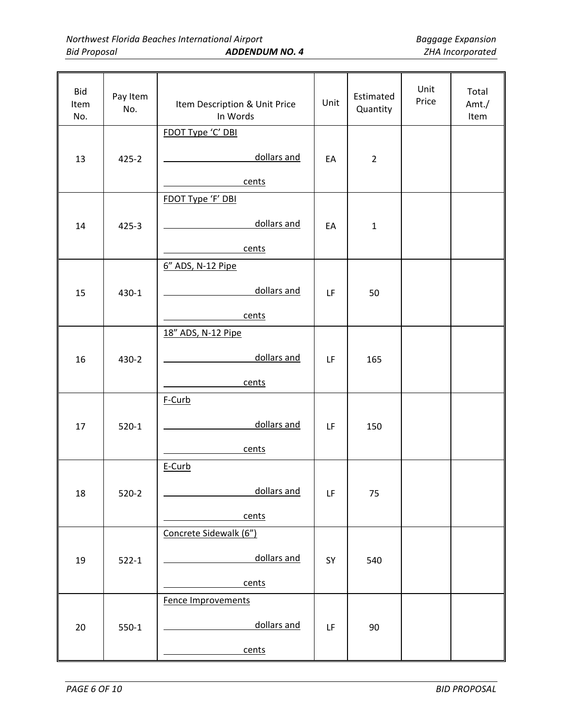| Bid Item No. | Pay Item No. | Item Description & Unit Price In Words | Unit | Estimated Quantity | Unit Price | Total Amt./ Item |
|---|---|---|---|---|---|---|
| 13 | 425-2 | FDOT Type 'C' DBI<br>____________ dollars and<br>____________ cents | EA | 2 | | |
| 14 | 425-3 | FDOT Type 'F' DBI<br>____________ dollars and<br>____________ cents | EA | 1 | | |
| 15 | 430-1 | 6" ADS, N-12 Pipe<br>____________ dollars and<br>____________ cents | LF | 50 | | |
| 16 | 430-2 | 18" ADS, N-12 Pipe<br>____________ dollars and<br>____________ cents | LF | 165 | | |
| 17 | 520-1 | F-Curb<br>____________ dollars and<br>____________ cents | LF | 150 | | |
| 18 | 520-2 | E-Curb<br>____________ dollars and<br>____________ cents | LF | 75 | | |
| 19 | 522-1 | Concrete Sidewalk (6")<br>____________ dollars and<br>____________ cents | SY | 540 | | |
| 20 | 550-1 | Fence Improvements<br>____________ dollars and<br>____________ cents | LF | 90 | | |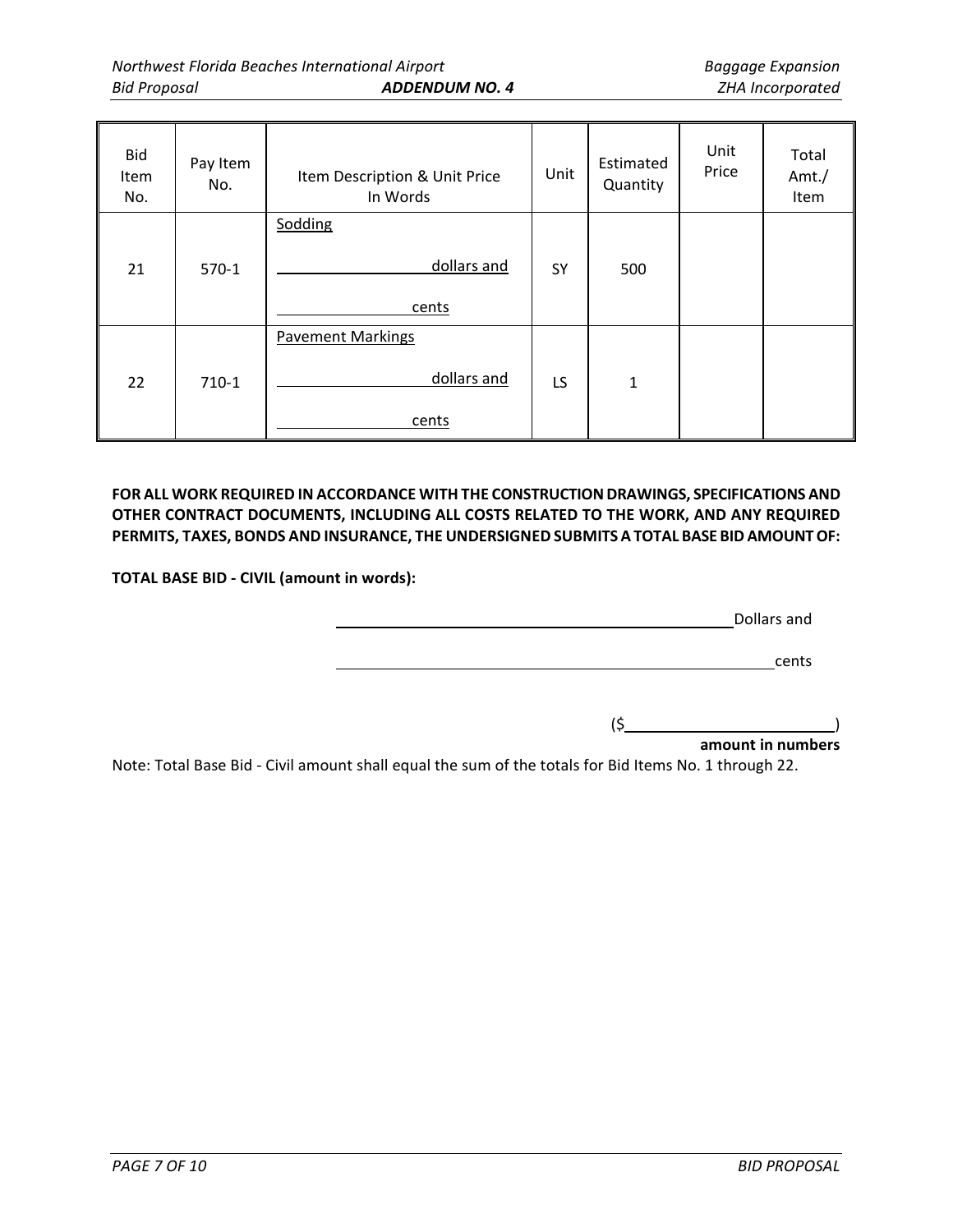| Bid Item No. | Pay Item No. | Item Description & Unit Price In Words | Unit | Estimated Quantity | Unit Price | Total Amt./ Item |
|---|---|---|---|---|---|---|
| 21 | 570-1 | Sodding<br>\_\_\_\_\_\_\_\_\_\_ dollars and<br>\_\_\_\_\_\_\_\_\_\_ cents | SY | 500 | | |
| 22 | 710-1 | Pavement Markings<br>\_\_\_\_\_\_\_\_\_\_ dollars and<br>\_\_\_\_\_\_\_\_\_\_ cents | LS | 1 | | |

**FOR ALL WORK REQUIRED IN ACCORDANCE WITH THE CONSTRUCTION DRAWINGS, SPECIFICATIONS AND OTHER CONTRACT DOCUMENTS, INCLUDING ALL COSTS RELATED TO THE WORK, AND ANY REQUIRED PERMITS, TAXES, BONDS AND INSURANCE, THE UNDERSIGNED SUBMITS A TOTAL BASE BID AMOUNT OF:**

**TOTAL BASE BID - CIVIL (amount in words):**

\_\_\_\_\_\_\_\_\_\_\_\_\_\_\_\_\_\_\_\_\_\_\_\_\_\_\_\_\_\_ Dollars and

\_\_\_\_\_\_\_\_\_\_\_\_\_\_\_\_\_\_\_\_\_\_\_\_\_\_\_\_\_\_ cents

($\_\_\_\_\_\_\_\_\_\_\_\_\_\_\_\_\_\_\_\_)

**amount in numbers**

Note: Total Base Bid - Civil amount shall equal the sum of the totals for Bid Items No. 1 through 22.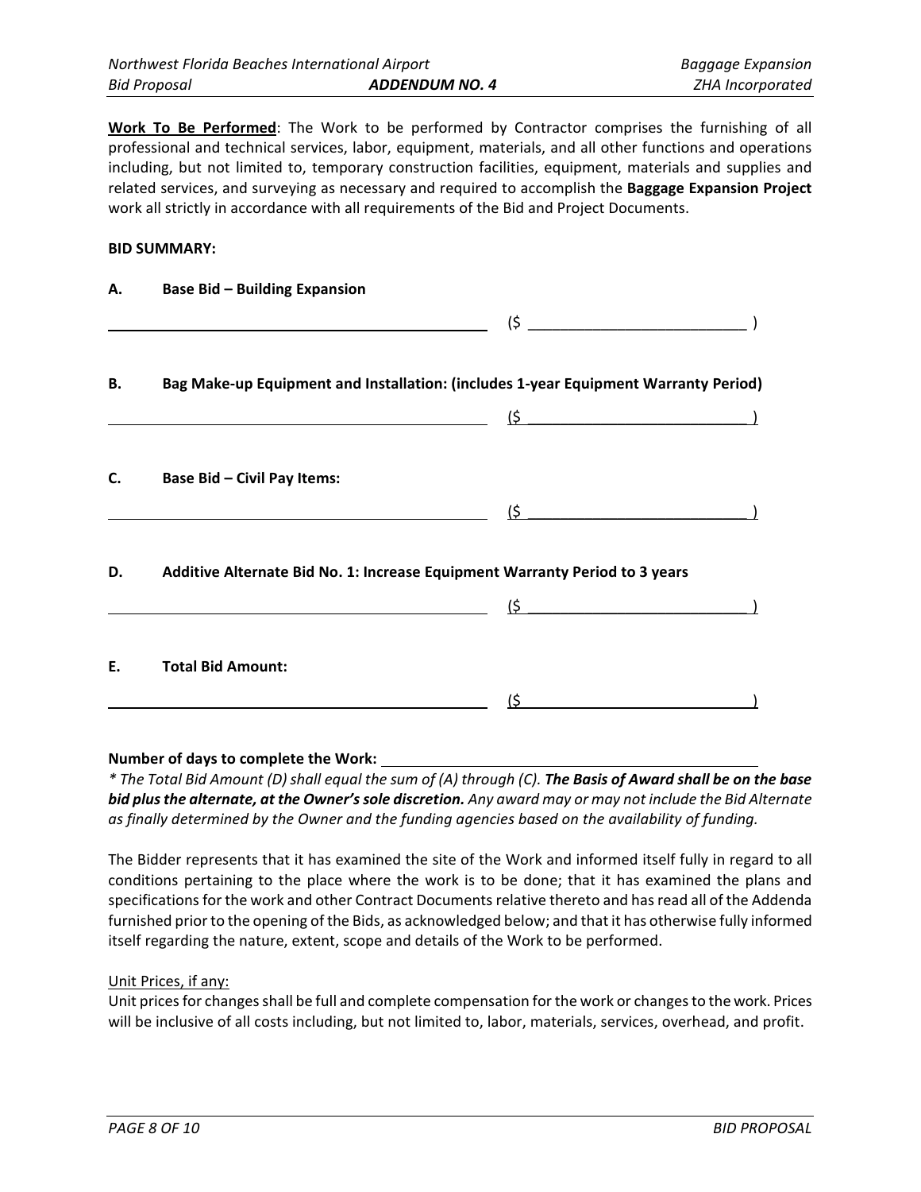**Work To Be Performed**: The Work to be performed by Contractor comprises the furnishing of all professional and technical services, labor, equipment, materials, and all other functions and operations including, but not limited to, temporary construction facilities, equipment, materials and supplies and related services, and surveying as necessary and required to accomplish the **Baggage Expansion Project** work all strictly in accordance with all requirements of the Bid and Project Documents.

**BID SUMMARY:**

**A. Base Bid – Building Expansion**

_______________________________________________ ($ __________________________ )

**B. Bag Make-up Equipment and Installation: (includes 1-year Equipment Warranty Period)**

_______________________________________________ ($ __________________________ )

**C. Base Bid – Civil Pay Items:**

_______________________________________________ ($ __________________________ )

**D. Additive Alternate Bid No. 1: Increase Equipment Warranty Period to 3 years**

_______________________________________________ ($ __________________________ )

**E. Total Bid Amount:**

_______________________________________________ ($ __________________________ )

**Number of days to complete the Work:** ____________________________________________

*\* The Total Bid Amount (D) shall equal the sum of (A) through (C).* ***The Basis of Award shall be on the base bid plus the alternate, at the Owner's sole discretion.*** *Any award may or may not include the Bid Alternate as finally determined by the Owner and the funding agencies based on the availability of funding.*

The Bidder represents that it has examined the site of the Work and informed itself fully in regard to all conditions pertaining to the place where the work is to be done; that it has examined the plans and specifications for the work and other Contract Documents relative thereto and has read all of the Addenda furnished prior to the opening of the Bids, as acknowledged below; and that it has otherwise fully informed itself regarding the nature, extent, scope and details of the Work to be performed.

Unit Prices, if any:

Unit prices for changes shall be full and complete compensation for the work or changes to the work. Prices will be inclusive of all costs including, but not limited to, labor, materials, services, overhead, and profit.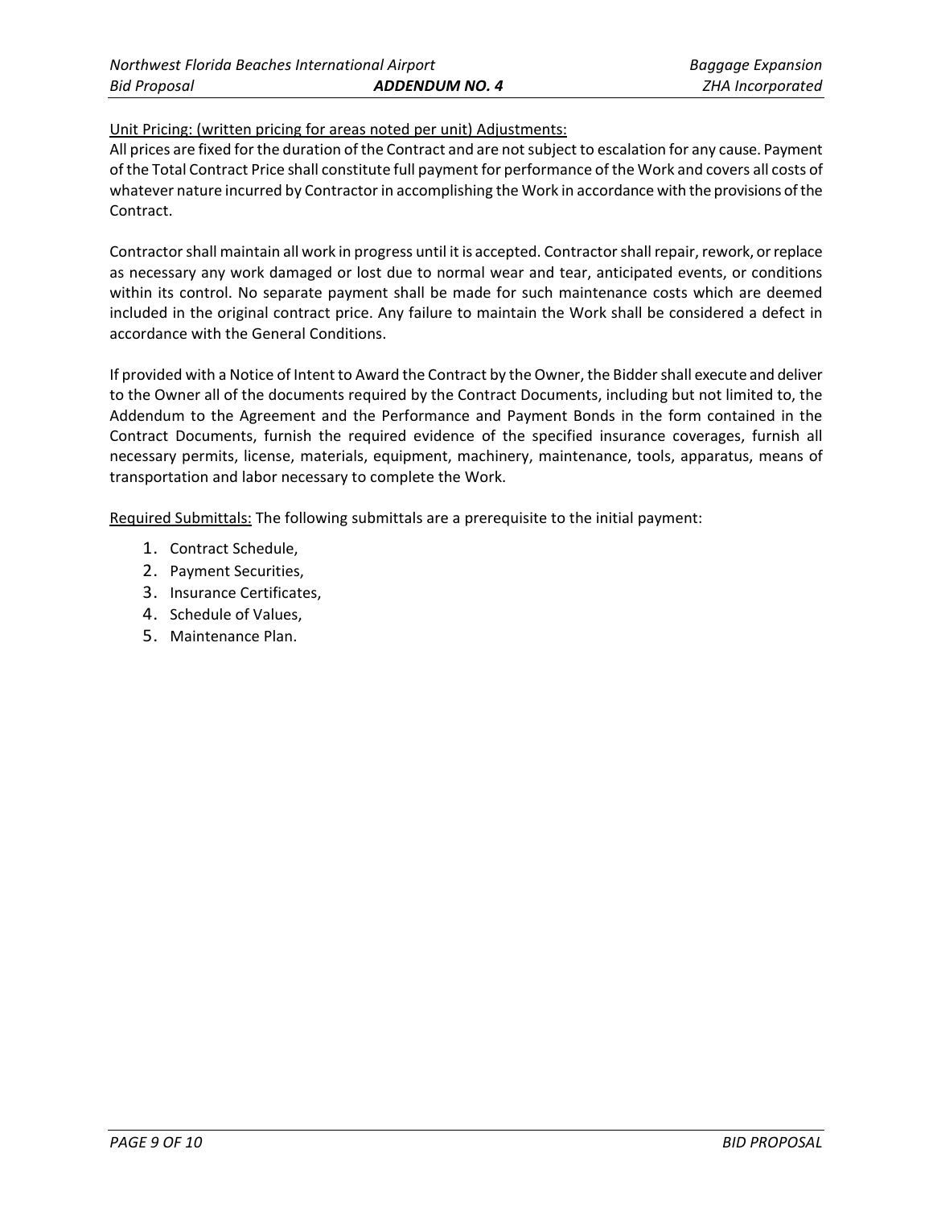Unit Pricing: (written pricing for areas noted per unit) Adjustments:
All prices are fixed for the duration of the Contract and are not subject to escalation for any cause. Payment of the Total Contract Price shall constitute full payment for performance of the Work and covers all costs of whatever nature incurred by Contractor in accomplishing the Work in accordance with the provisions of the Contract.

Contractor shall maintain all work in progress until it is accepted. Contractor shall repair, rework, or replace as necessary any work damaged or lost due to normal wear and tear, anticipated events, or conditions within its control. No separate payment shall be made for such maintenance costs which are deemed included in the original contract price. Any failure to maintain the Work shall be considered a defect in accordance with the General Conditions.

If provided with a Notice of Intent to Award the Contract by the Owner, the Bidder shall execute and deliver to the Owner all of the documents required by the Contract Documents, including but not limited to, the Addendum to the Agreement and the Performance and Payment Bonds in the form contained in the Contract Documents, furnish the required evidence of the specified insurance coverages, furnish all necessary permits, license, materials, equipment, machinery, maintenance, tools, apparatus, means of transportation and labor necessary to complete the Work.

Required Submittals: The following submittals are a prerequisite to the initial payment:

1. Contract Schedule,
2. Payment Securities,
3. Insurance Certificates,
4. Schedule of Values,
5. Maintenance Plan.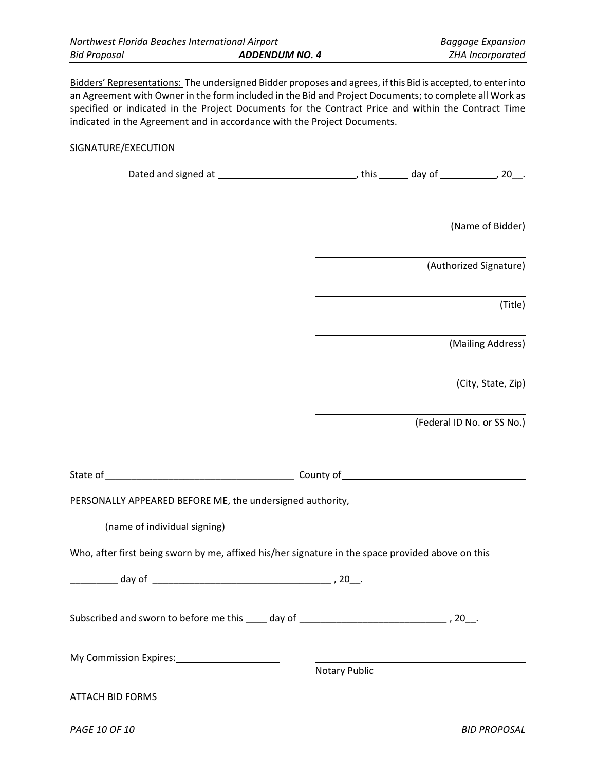Bidders' Representations: The undersigned Bidder proposes and agrees, if this Bid is accepted, to enter into an Agreement with Owner in the form included in the Bid and Project Documents; to complete all Work as specified or indicated in the Project Documents for the Contract Price and within the Contract Time indicated in the Agreement and in accordance with the Project Documents.

SIGNATURE/EXECUTION

Dated and signed at ____________________________, this ______ day of ___________, 20__.

______________________________
(Name of Bidder)

______________________________
(Authorized Signature)

______________________________
(Title)

______________________________
(Mailing Address)

______________________________
(City, State, Zip)

______________________________
(Federal ID No. or SS No.)

State of ____________________________________ County of ____________________________________

PERSONALLY APPEARED BEFORE ME, the undersigned authority,

(name of individual signing)

Who, after first being sworn by me, affixed his/her signature in the space provided above on this

_________ day of __________________________________ , 20__.

Subscribed and sworn to before me this ____ day of ____________________________ , 20__.

My Commission Expires: ____________________

______________________________
Notary Public

ATTACH BID FORMS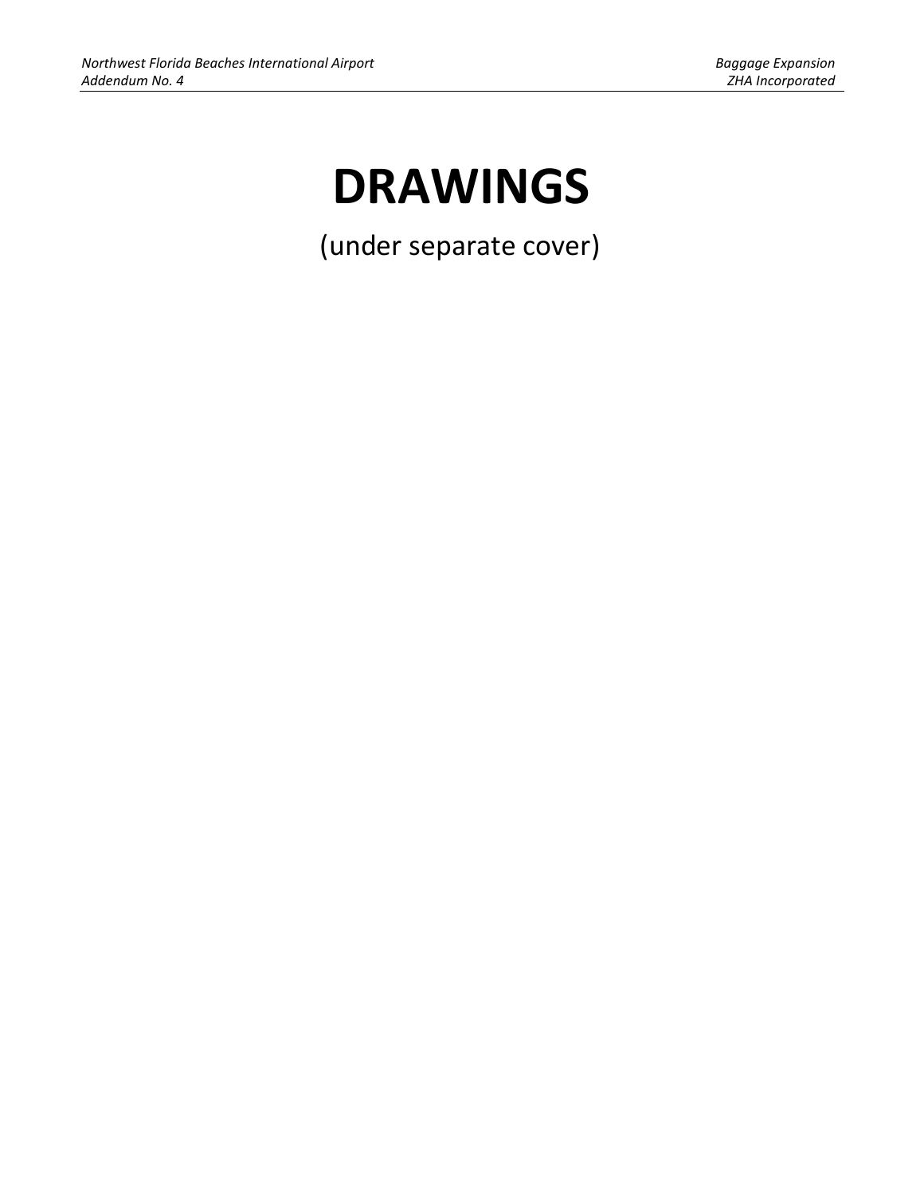# DRAWINGS

(under separate cover)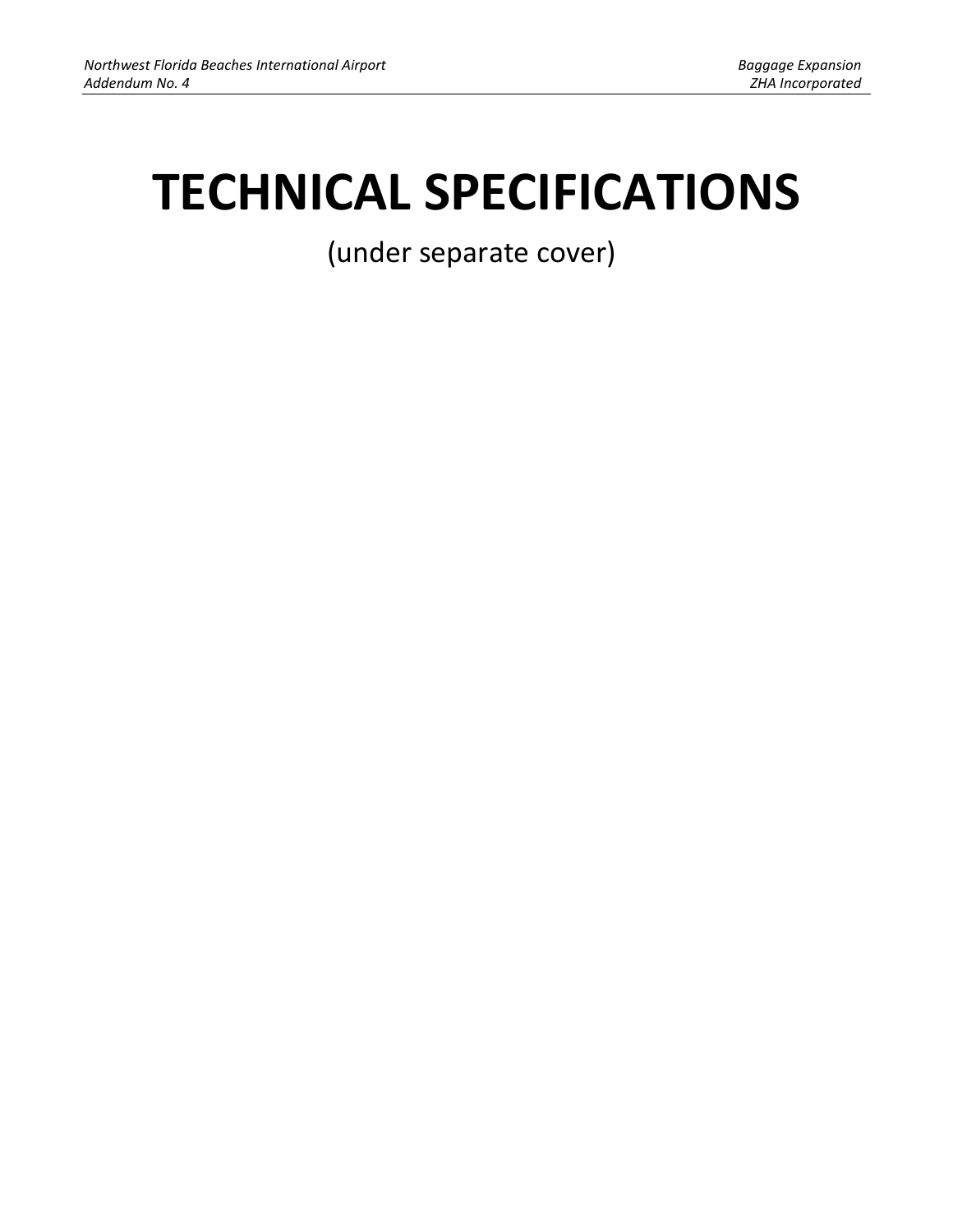# TECHNICAL SPECIFICATIONS

(under separate cover)